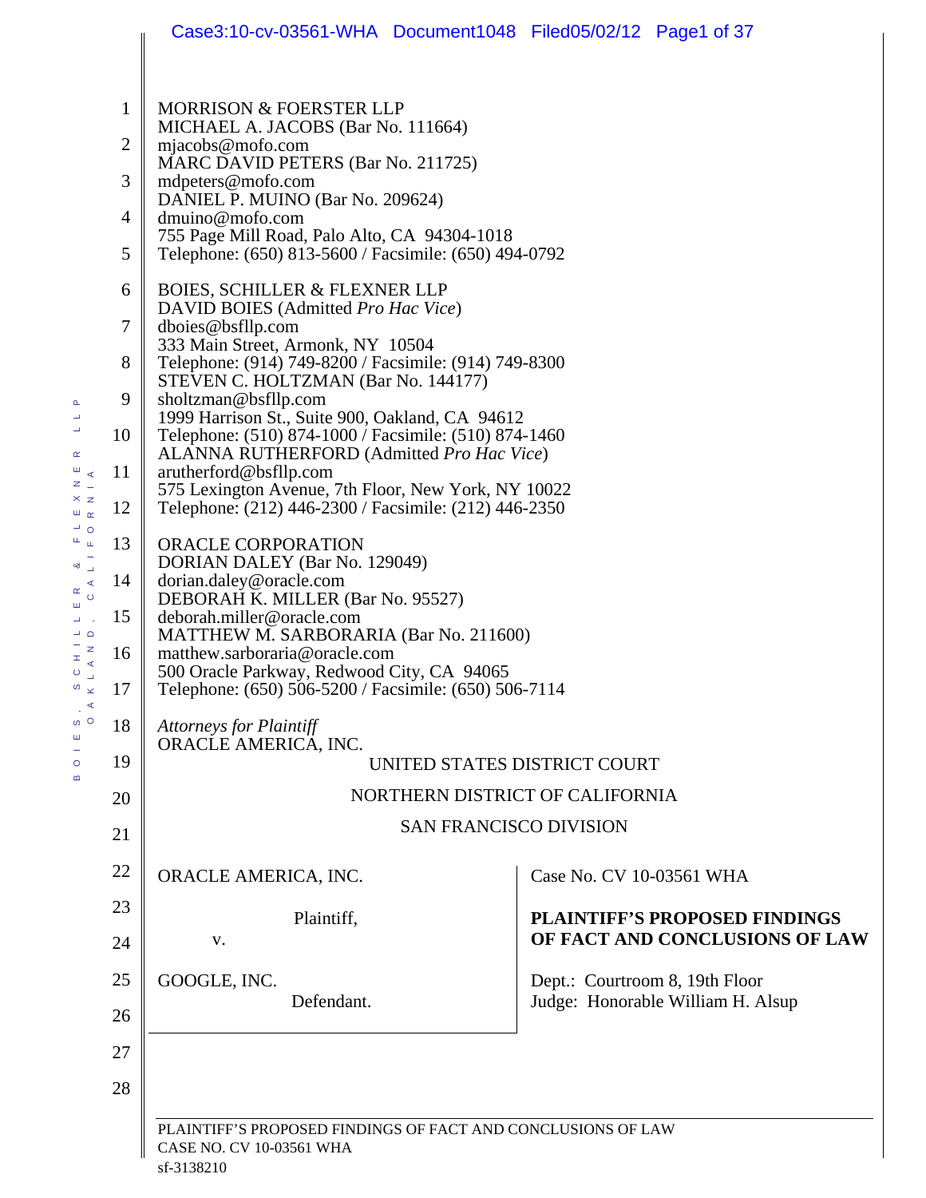MORRISON & FOERSTER LLP
MICHAEL A. JACOBS (Bar No. 111664)
mjacobs@mofo.com
MARC DAVID PETERS (Bar No. 211725)
mdpeters@mofo.com
DANIEL P. MUINO (Bar No. 209624)
dmuino@mofo.com
755 Page Mill Road, Palo Alto, CA 94304-1018
Telephone: (650) 813-5600 / Facsimile: (650) 494-0792

BOIES, SCHILLER & FLEXNER LLP
DAVID BOIES (Admitted *Pro Hac Vice*)
dboies@bsfllp.com
333 Main Street, Armonk, NY 10504
Telephone: (914) 749-8200 / Facsimile: (914) 749-8300
STEVEN C. HOLTZMAN (Bar No. 144177)
sholtzman@bsfllp.com
1999 Harrison St., Suite 900, Oakland, CA 94612
Telephone: (510) 874-1000 / Facsimile: (510) 874-1460
ALANNA RUTHERFORD (Admitted *Pro Hac Vice*)
arutherford@bsfllp.com
575 Lexington Avenue, 7th Floor, New York, NY 10022
Telephone: (212) 446-2300 / Facsimile: (212) 446-2350

ORACLE CORPORATION
DORIAN DALEY (Bar No. 129049)
dorian.daley@oracle.com
DEBORAH K. MILLER (Bar No. 95527)
deborah.miller@oracle.com
MATTHEW M. SARBORARIA (Bar No. 211600)
matthew.sarboraria@oracle.com
500 Oracle Parkway, Redwood City, CA 94065
Telephone: (650) 506-5200 / Facsimile: (650) 506-7114

*Attorneys for Plaintiff*
ORACLE AMERICA, INC.

UNITED STATES DISTRICT COURT

NORTHERN DISTRICT OF CALIFORNIA

SAN FRANCISCO DIVISION

| | |
|---|---|
| ORACLE AMERICA, INC.<br><br>Plaintiff,<br><br>v.<br><br>GOOGLE, INC.<br><br>Defendant. | Case No. CV 10-03561 WHA<br><br>**PLAINTIFF'S PROPOSED FINDINGS OF FACT AND CONCLUSIONS OF LAW**<br><br>Dept.: Courtroom 8, 19th Floor<br>Judge: Honorable William H. Alsup |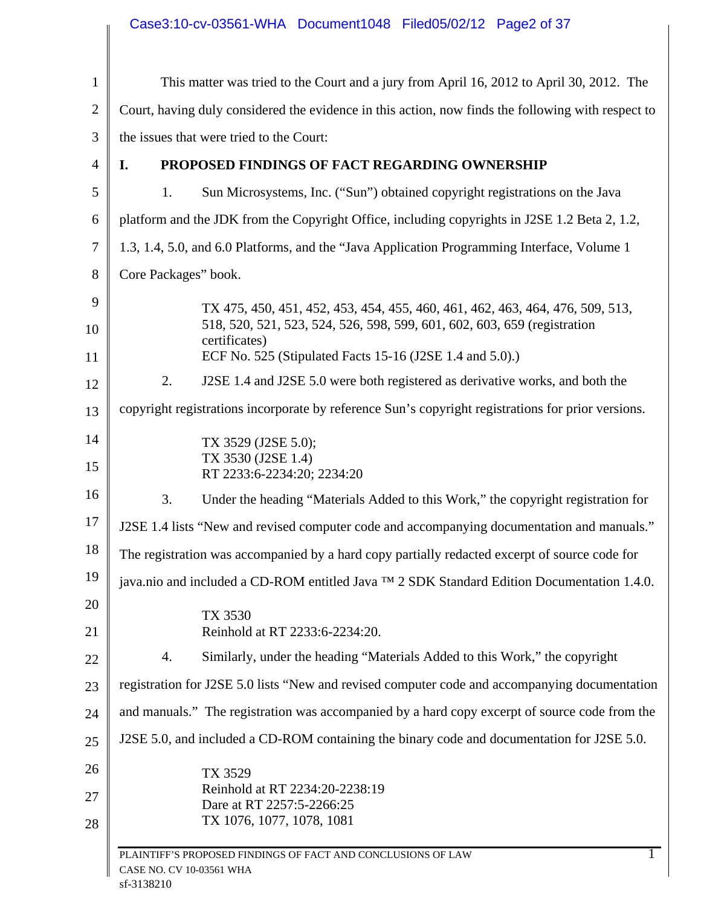This matter was tried to the Court and a jury from April 16, 2012 to April 30, 2012. The Court, having duly considered the evidence in this action, now finds the following with respect to the issues that were tried to the Court:

## I. PROPOSED FINDINGS OF FACT REGARDING OWNERSHIP

1. Sun Microsystems, Inc. ("Sun") obtained copyright registrations on the Java platform and the JDK from the Copyright Office, including copyrights in J2SE 1.2 Beta 2, 1.2, 1.3, 1.4, 5.0, and 6.0 Platforms, and the "Java Application Programming Interface, Volume 1 Core Packages" book.

   TX 475, 450, 451, 452, 453, 454, 455, 460, 461, 462, 463, 464, 476, 509, 513, 518, 520, 521, 523, 524, 526, 598, 599, 601, 602, 603, 659 (registration certificates)
   ECF No. 525 (Stipulated Facts 15-16 (J2SE 1.4 and 5.0).)

2. J2SE 1.4 and J2SE 5.0 were both registered as derivative works, and both the copyright registrations incorporate by reference Sun's copyright registrations for prior versions.

   TX 3529 (J2SE 5.0);
   TX 3530 (J2SE 1.4)
   RT 2233:6-2234:20; 2234:20

3. Under the heading "Materials Added to this Work," the copyright registration for J2SE 1.4 lists "New and revised computer code and accompanying documentation and manuals." The registration was accompanied by a hard copy partially redacted excerpt of source code for java.nio and included a CD-ROM entitled Java ™ 2 SDK Standard Edition Documentation 1.4.0.

   TX 3530
   Reinhold at RT 2233:6-2234:20.

4. Similarly, under the heading "Materials Added to this Work," the copyright registration for J2SE 5.0 lists "New and revised computer code and accompanying documentation and manuals." The registration was accompanied by a hard copy excerpt of source code from the J2SE 5.0, and included a CD-ROM containing the binary code and documentation for J2SE 5.0.

   TX 3529
   Reinhold at RT 2234:20-2238:19
   Dare at RT 2257:5-2266:25
   TX 1076, 1077, 1078, 1081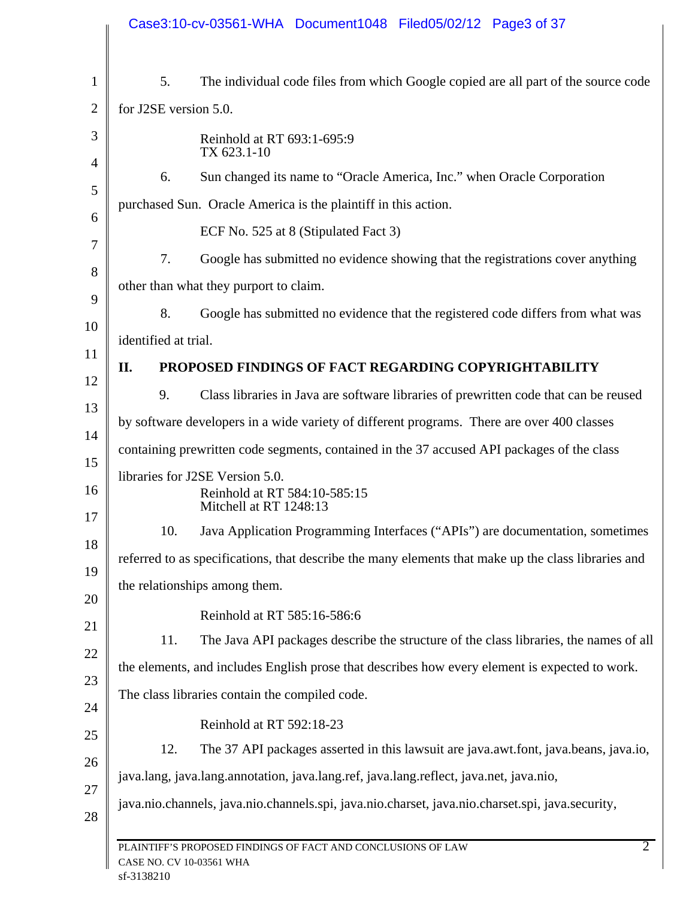5. The individual code files from which Google copied are all part of the source code for J2SE version 5.0.

Reinhold at RT 693:1-695:9
TX 623.1-10

6. Sun changed its name to "Oracle America, Inc." when Oracle Corporation purchased Sun. Oracle America is the plaintiff in this action.

ECF No. 525 at 8 (Stipulated Fact 3)

7. Google has submitted no evidence showing that the registrations cover anything other than what they purport to claim.

8. Google has submitted no evidence that the registered code differs from what was identified at trial.

## II. PROPOSED FINDINGS OF FACT REGARDING COPYRIGHTABILITY

9. Class libraries in Java are software libraries of prewritten code that can be reused by software developers in a wide variety of different programs. There are over 400 classes containing prewritten code segments, contained in the 37 accused API packages of the class libraries for J2SE Version 5.0.

Reinhold at RT 584:10-585:15
Mitchell at RT 1248:13

10. Java Application Programming Interfaces ("APIs") are documentation, sometimes referred to as specifications, that describe the many elements that make up the class libraries and the relationships among them.

Reinhold at RT 585:16-586:6

11. The Java API packages describe the structure of the class libraries, the names of all the elements, and includes English prose that describes how every element is expected to work. The class libraries contain the compiled code.

Reinhold at RT 592:18-23

12. The 37 API packages asserted in this lawsuit are java.awt.font, java.beans, java.io, java.lang, java.lang.annotation, java.lang.ref, java.lang.reflect, java.net, java.nio, java.nio.channels, java.nio.channels.spi, java.nio.charset, java.nio.charset.spi, java.security,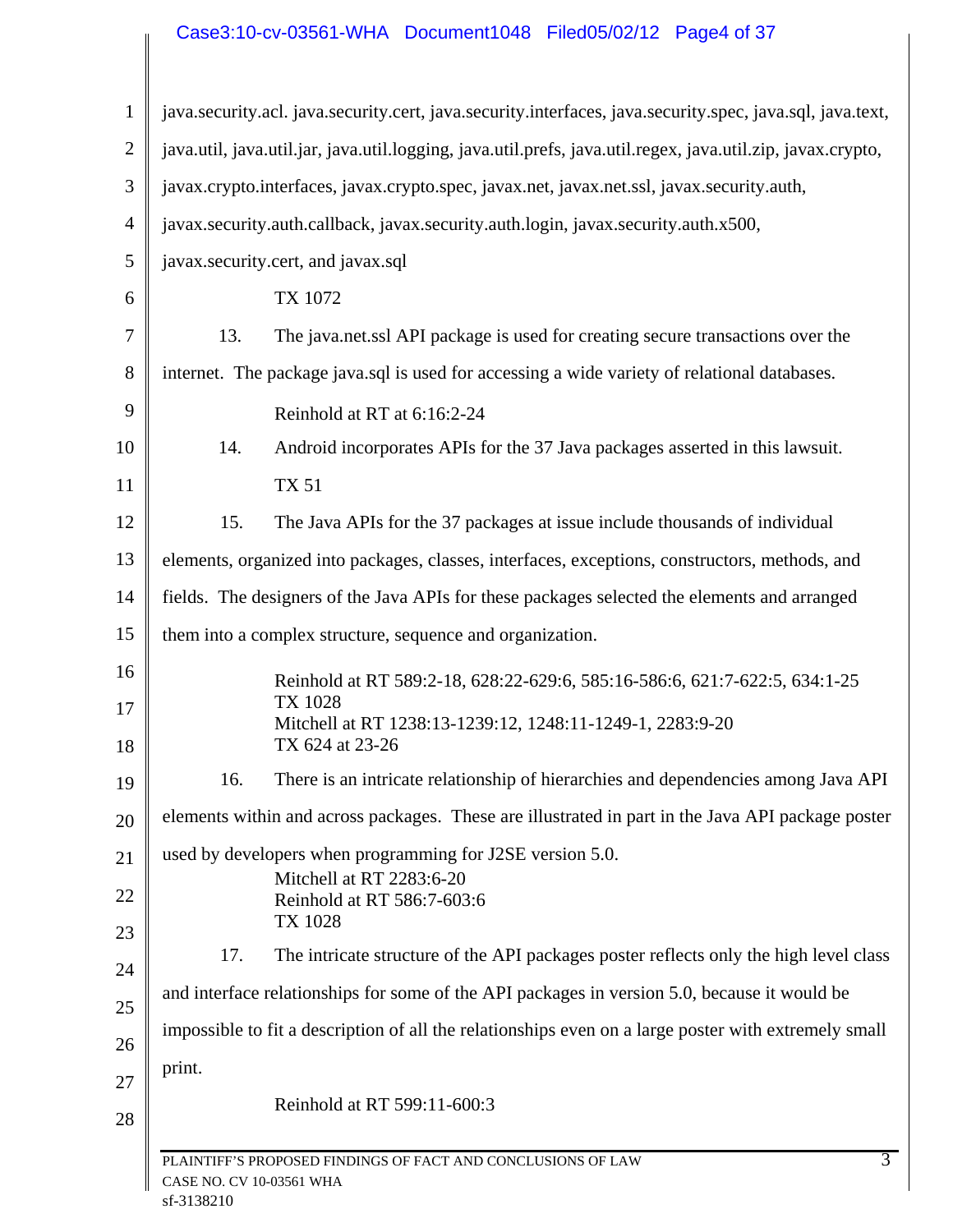java.security.acl. java.security.cert, java.security.interfaces, java.security.spec, java.sql, java.text, java.util, java.util.jar, java.util.logging, java.util.prefs, java.util.regex, java.util.zip, javax.crypto, javax.crypto.interfaces, javax.crypto.spec, javax.net, javax.net.ssl, javax.security.auth, javax.security.auth.callback, javax.security.auth.login, javax.security.auth.x500, javax.security.cert, and javax.sql

TX 1072

13. The java.net.ssl API package is used for creating secure transactions over the internet. The package java.sql is used for accessing a wide variety of relational databases.

Reinhold at RT at 6:16:2-24

14. Android incorporates APIs for the 37 Java packages asserted in this lawsuit.

TX 51

15. The Java APIs for the 37 packages at issue include thousands of individual elements, organized into packages, classes, interfaces, exceptions, constructors, methods, and fields. The designers of the Java APIs for these packages selected the elements and arranged them into a complex structure, sequence and organization.

Reinhold at RT 589:2-18, 628:22-629:6, 585:16-586:6, 621:7-622:5, 634:1-25
TX 1028
Mitchell at RT 1238:13-1239:12, 1248:11-1249-1, 2283:9-20
TX 624 at 23-26

16. There is an intricate relationship of hierarchies and dependencies among Java API elements within and across packages. These are illustrated in part in the Java API package poster used by developers when programming for J2SE version 5.0.

Mitchell at RT 2283:6-20
Reinhold at RT 586:7-603:6
TX 1028

17. The intricate structure of the API packages poster reflects only the high level class and interface relationships for some of the API packages in version 5.0, because it would be impossible to fit a description of all the relationships even on a large poster with extremely small print.

Reinhold at RT 599:11-600:3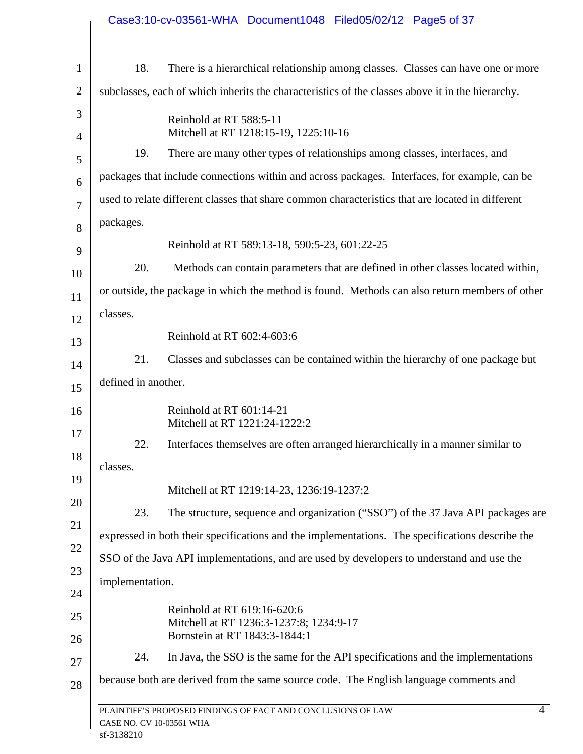18. There is a hierarchical relationship among classes. Classes can have one or more subclasses, each of which inherits the characteristics of the classes above it in the hierarchy.

> Reinhold at RT 588:5-11
> Mitchell at RT 1218:15-19, 1225:10-16

19. There are many other types of relationships among classes, interfaces, and packages that include connections within and across packages. Interfaces, for example, can be used to relate different classes that share common characteristics that are located in different packages.

> Reinhold at RT 589:13-18, 590:5-23, 601:22-25

20. Methods can contain parameters that are defined in other classes located within, or outside, the package in which the method is found. Methods can also return members of other classes.

> Reinhold at RT 602:4-603:6

21. Classes and subclasses can be contained within the hierarchy of one package but defined in another.

> Reinhold at RT 601:14-21
> Mitchell at RT 1221:24-1222:2

22. Interfaces themselves are often arranged hierarchically in a manner similar to classes.

> Mitchell at RT 1219:14-23, 1236:19-1237:2

23. The structure, sequence and organization ("SSO") of the 37 Java API packages are expressed in both their specifications and the implementations. The specifications describe the SSO of the Java API implementations, and are used by developers to understand and use the implementation.

> Reinhold at RT 619:16-620:6
> Mitchell at RT 1236:3-1237:8; 1234:9-17
> Bornstein at RT 1843:3-1844:1

24. In Java, the SSO is the same for the API specifications and the implementations because both are derived from the same source code. The English language comments and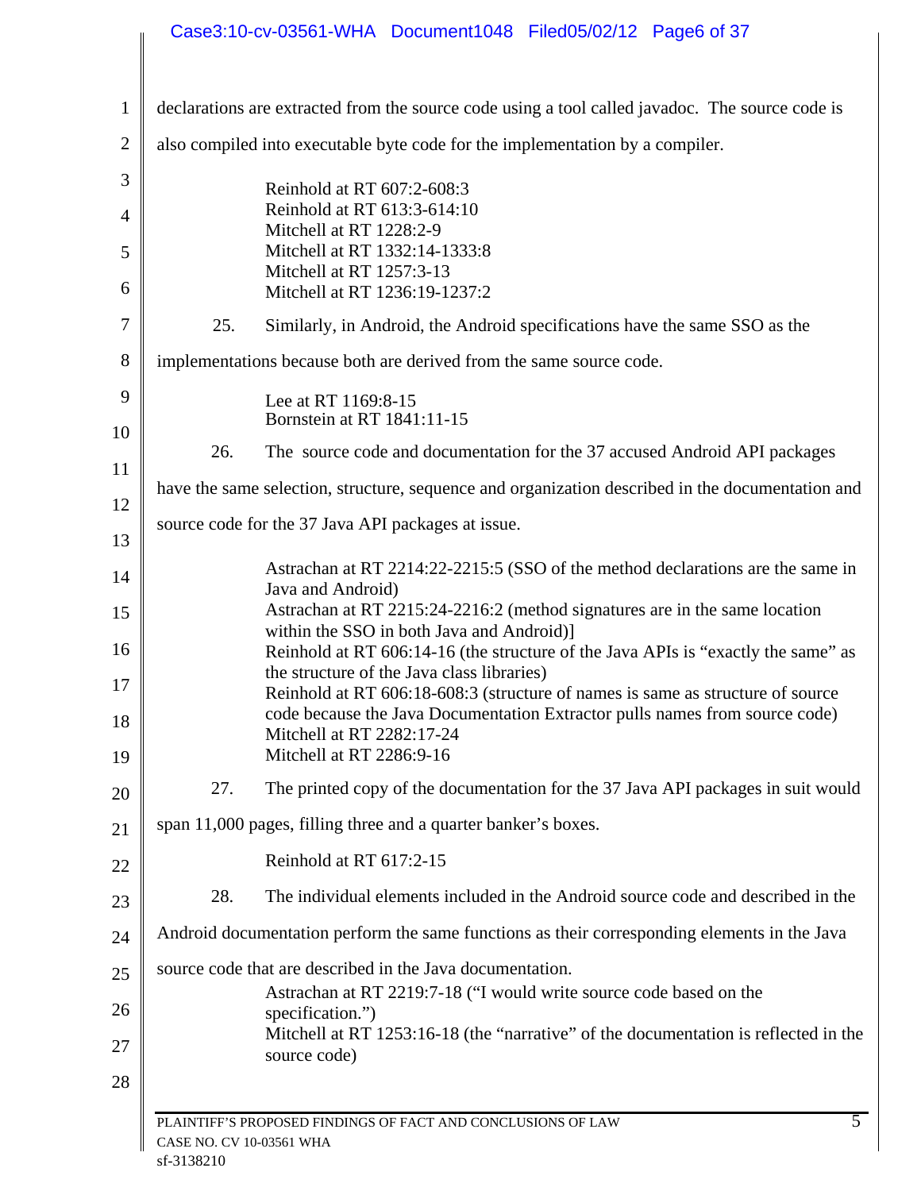declarations are extracted from the source code using a tool called javadoc. The source code is also compiled into executable byte code for the implementation by a compiler.

> Reinhold at RT 607:2-608:3
> Reinhold at RT 613:3-614:10
> Mitchell at RT 1228:2-9
> Mitchell at RT 1332:14-1333:8
> Mitchell at RT 1257:3-13
> Mitchell at RT 1236:19-1237:2

25. Similarly, in Android, the Android specifications have the same SSO as the implementations because both are derived from the same source code.

> Lee at RT 1169:8-15
> Bornstein at RT 1841:11-15

26. The source code and documentation for the 37 accused Android API packages have the same selection, structure, sequence and organization described in the documentation and source code for the 37 Java API packages at issue.

> Astrachan at RT 2214:22-2215:5 (SSO of the method declarations are the same in Java and Android)
> Astrachan at RT 2215:24-2216:2 (method signatures are in the same location within the SSO in both Java and Android)]
> Reinhold at RT 606:14-16 (the structure of the Java APIs is "exactly the same" as the structure of the Java class libraries)
> Reinhold at RT 606:18-608:3 (structure of names is same as structure of source code because the Java Documentation Extractor pulls names from source code)
> Mitchell at RT 2282:17-24
> Mitchell at RT 2286:9-16

27. The printed copy of the documentation for the 37 Java API packages in suit would span 11,000 pages, filling three and a quarter banker's boxes.

> Reinhold at RT 617:2-15

28. The individual elements included in the Android source code and described in the Android documentation perform the same functions as their corresponding elements in the Java source code that are described in the Java documentation.

> Astrachan at RT 2219:7-18 ("I would write source code based on the specification.")
> Mitchell at RT 1253:16-18 (the "narrative" of the documentation is reflected in the source code)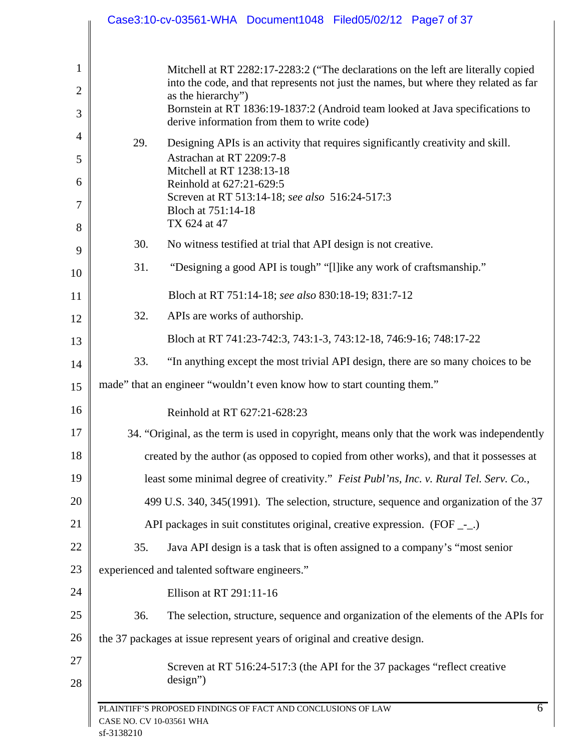Mitchell at RT 2282:17-2283:2 ("The declarations on the left are literally copied into the code, and that represents not just the names, but where they related as far as the hierarchy")
Bornstein at RT 1836:19-1837:2 (Android team looked at Java specifications to derive information from them to write code)

29. Designing APIs is an activity that requires significantly creativity and skill.
Astrachan at RT 2209:7-8
Mitchell at RT 1238:13-18
Reinhold at 627:21-629:5
Screven at RT 513:14-18; *see also* 516:24-517:3
Bloch at 751:14-18
TX 624 at 47

30. No witness testified at trial that API design is not creative.

31. "Designing a good API is tough" "[l]ike any work of craftsmanship."

Bloch at RT 751:14-18; *see also* 830:18-19; 831:7-12

32. APIs are works of authorship.

Bloch at RT 741:23-742:3, 743:1-3, 743:12-18, 746:9-16; 748:17-22

33. "In anything except the most trivial API design, there are so many choices to be made" that an engineer "wouldn't even know how to start counting them."

Reinhold at RT 627:21-628:23

34. "Original, as the term is used in copyright, means only that the work was independently created by the author (as opposed to copied from other works), and that it possesses at least some minimal degree of creativity." *Feist Publ'ns, Inc. v. Rural Tel. Serv. Co.*, 499 U.S. 340, 345(1991). The selection, structure, sequence and organization of the 37 API packages in suit constitutes original, creative expression. (FOF _-_.)

35. Java API design is a task that is often assigned to a company's "most senior experienced and talented software engineers."

Ellison at RT 291:11-16

36. The selection, structure, sequence and organization of the elements of the APIs for the 37 packages at issue represent years of original and creative design.

Screven at RT 516:24-517:3 (the API for the 37 packages "reflect creative design")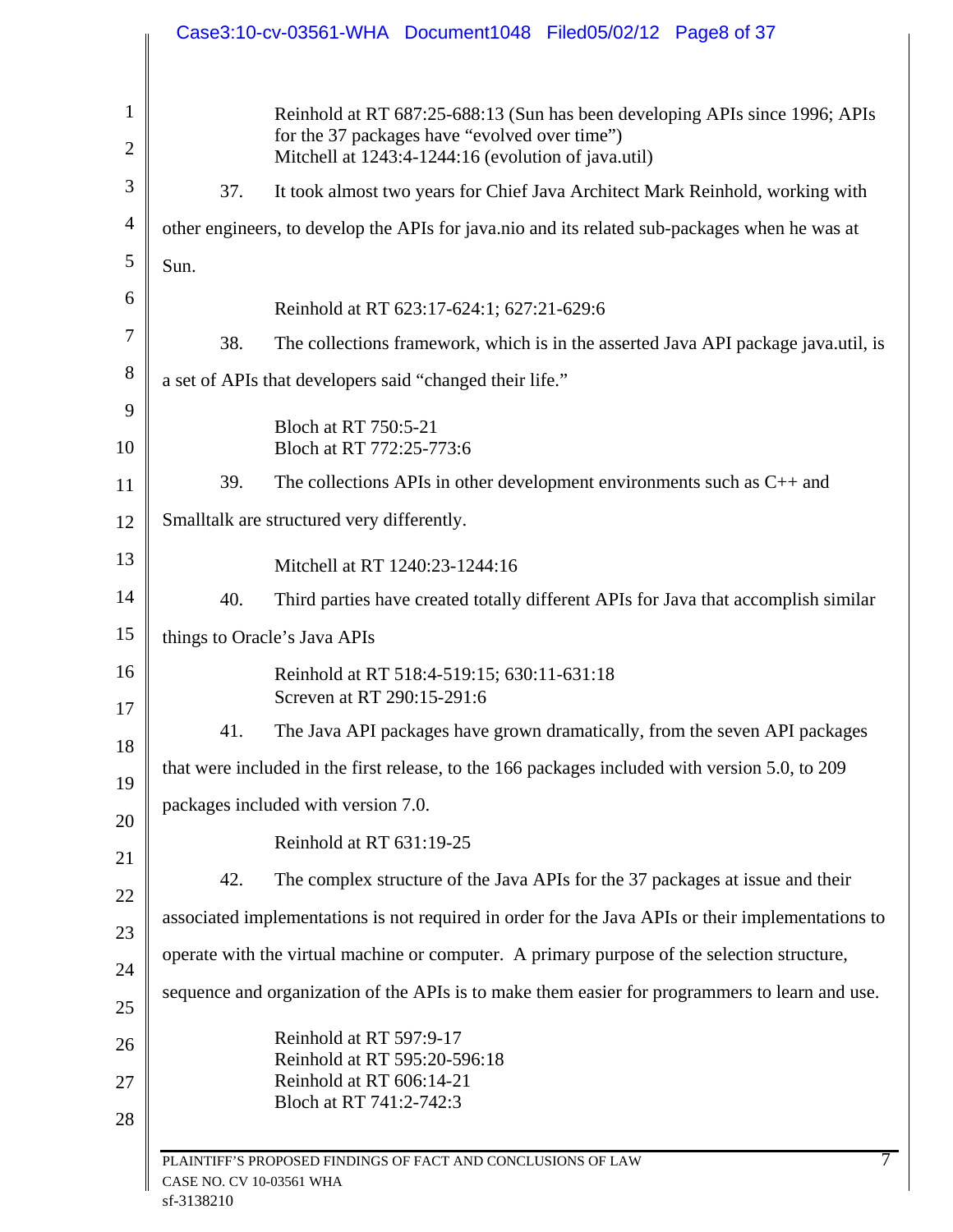Reinhold at RT 687:25-688:13 (Sun has been developing APIs since 1996; APIs for the 37 packages have "evolved over time")
Mitchell at 1243:4-1244:16 (evolution of java.util)

37. It took almost two years for Chief Java Architect Mark Reinhold, working with other engineers, to develop the APIs for java.nio and its related sub-packages when he was at Sun.

Reinhold at RT 623:17-624:1; 627:21-629:6

38. The collections framework, which is in the asserted Java API package java.util, is a set of APIs that developers said "changed their life."

Bloch at RT 750:5-21
Bloch at RT 772:25-773:6

39. The collections APIs in other development environments such as C++ and Smalltalk are structured very differently.

Mitchell at RT 1240:23-1244:16

40. Third parties have created totally different APIs for Java that accomplish similar things to Oracle's Java APIs

Reinhold at RT 518:4-519:15; 630:11-631:18
Screven at RT 290:15-291:6

41. The Java API packages have grown dramatically, from the seven API packages that were included in the first release, to the 166 packages included with version 5.0, to 209 packages included with version 7.0.

Reinhold at RT 631:19-25

42. The complex structure of the Java APIs for the 37 packages at issue and their associated implementations is not required in order for the Java APIs or their implementations to operate with the virtual machine or computer. A primary purpose of the selection structure, sequence and organization of the APIs is to make them easier for programmers to learn and use.

Reinhold at RT 597:9-17
Reinhold at RT 595:20-596:18
Reinhold at RT 606:14-21
Bloch at RT 741:2-742:3

PLAINTIFF'S PROPOSED FINDINGS OF FACT AND CONCLUSIONS OF LAW
CASE NO. CV 10-03561 WHA
sf-3138210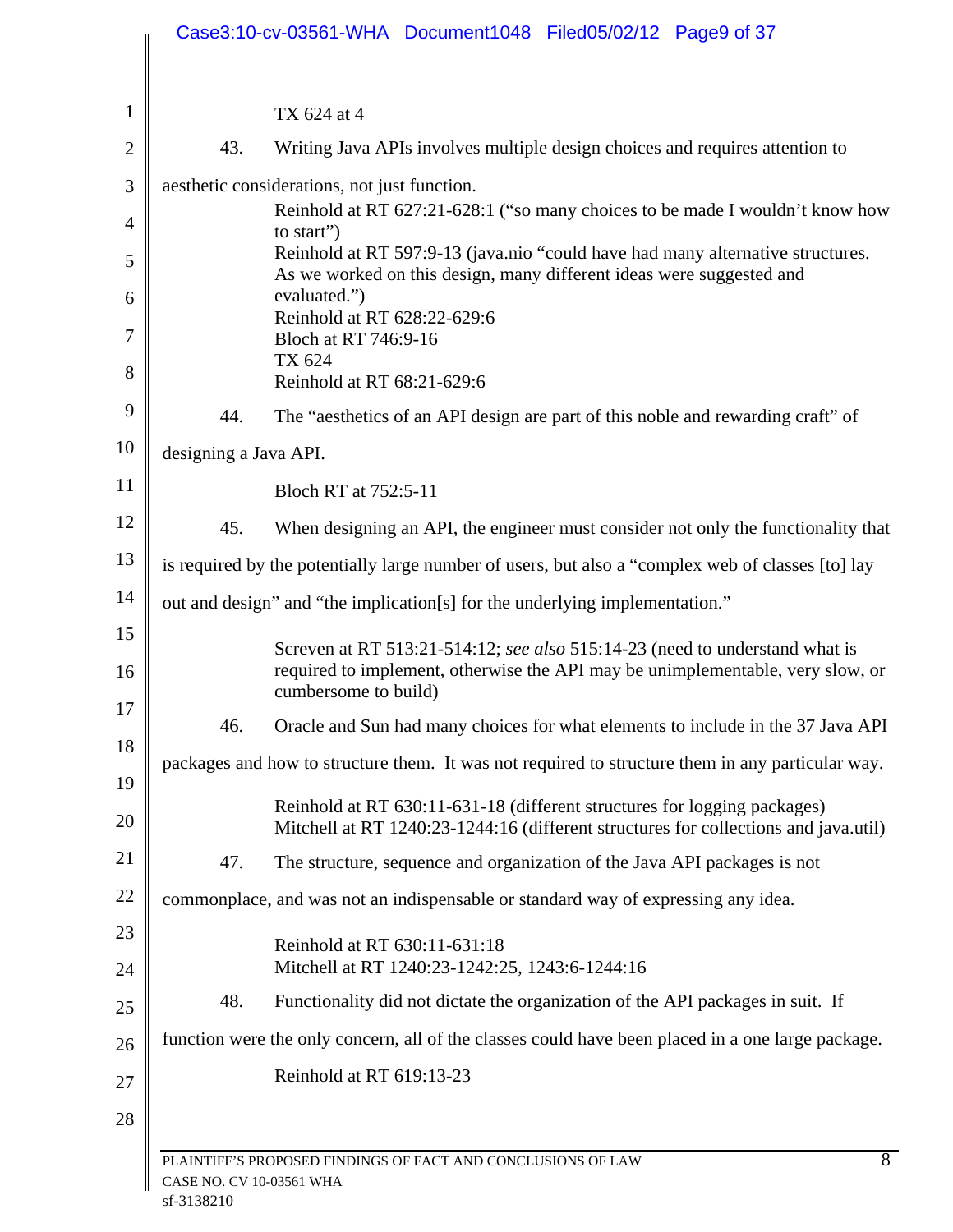TX 624 at 4

43. Writing Java APIs involves multiple design choices and requires attention to aesthetic considerations, not just function.

Reinhold at RT 627:21-628:1 ("so many choices to be made I wouldn't know how to start")
Reinhold at RT 597:9-13 (java.nio "could have had many alternative structures. As we worked on this design, many different ideas were suggested and evaluated.")
Reinhold at RT 628:22-629:6
Bloch at RT 746:9-16
TX 624
Reinhold at RT 68:21-629:6

44. The "aesthetics of an API design are part of this noble and rewarding craft" of designing a Java API.

Bloch RT at 752:5-11

45. When designing an API, the engineer must consider not only the functionality that is required by the potentially large number of users, but also a "complex web of classes [to] lay out and design" and "the implication[s] for the underlying implementation."

Screven at RT 513:21-514:12; *see also* 515:14-23 (need to understand what is required to implement, otherwise the API may be unimplementable, very slow, or cumbersome to build)

46. Oracle and Sun had many choices for what elements to include in the 37 Java API packages and how to structure them. It was not required to structure them in any particular way.

Reinhold at RT 630:11-631-18 (different structures for logging packages)
Mitchell at RT 1240:23-1244:16 (different structures for collections and java.util)

47. The structure, sequence and organization of the Java API packages is not commonplace, and was not an indispensable or standard way of expressing any idea.

Reinhold at RT 630:11-631:18
Mitchell at RT 1240:23-1242:25, 1243:6-1244:16

48. Functionality did not dictate the organization of the API packages in suit. If function were the only concern, all of the classes could have been placed in a one large package.

Reinhold at RT 619:13-23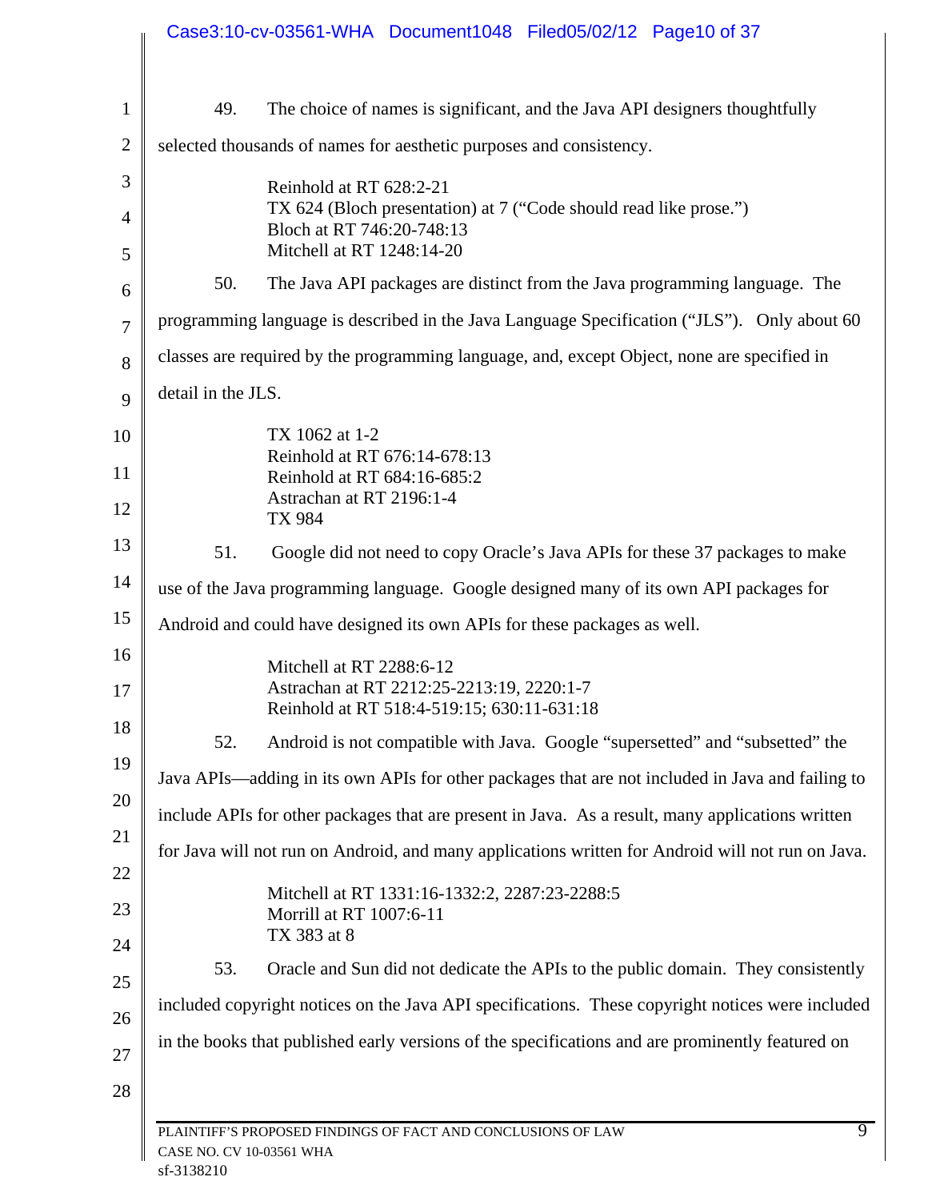49. The choice of names is significant, and the Java API designers thoughtfully selected thousands of names for aesthetic purposes and consistency.

> Reinhold at RT 628:2-21
> TX 624 (Bloch presentation) at 7 ("Code should read like prose.")
> Bloch at RT 746:20-748:13
> Mitchell at RT 1248:14-20

50. The Java API packages are distinct from the Java programming language. The programming language is described in the Java Language Specification ("JLS"). Only about 60 classes are required by the programming language, and, except Object, none are specified in detail in the JLS.

> TX 1062 at 1-2
> Reinhold at RT 676:14-678:13
> Reinhold at RT 684:16-685:2
> Astrachan at RT 2196:1-4
> TX 984

51. Google did not need to copy Oracle's Java APIs for these 37 packages to make use of the Java programming language. Google designed many of its own API packages for Android and could have designed its own APIs for these packages as well.

> Mitchell at RT 2288:6-12
> Astrachan at RT 2212:25-2213:19, 2220:1-7
> Reinhold at RT 518:4-519:15; 630:11-631:18

52. Android is not compatible with Java. Google "supersetted" and "subsetted" the Java APIs—adding in its own APIs for other packages that are not included in Java and failing to include APIs for other packages that are present in Java. As a result, many applications written for Java will not run on Android, and many applications written for Android will not run on Java.

> Mitchell at RT 1331:16-1332:2, 2287:23-2288:5
> Morrill at RT 1007:6-11
> TX 383 at 8

53. Oracle and Sun did not dedicate the APIs to the public domain. They consistently included copyright notices on the Java API specifications. These copyright notices were included in the books that published early versions of the specifications and are prominently featured on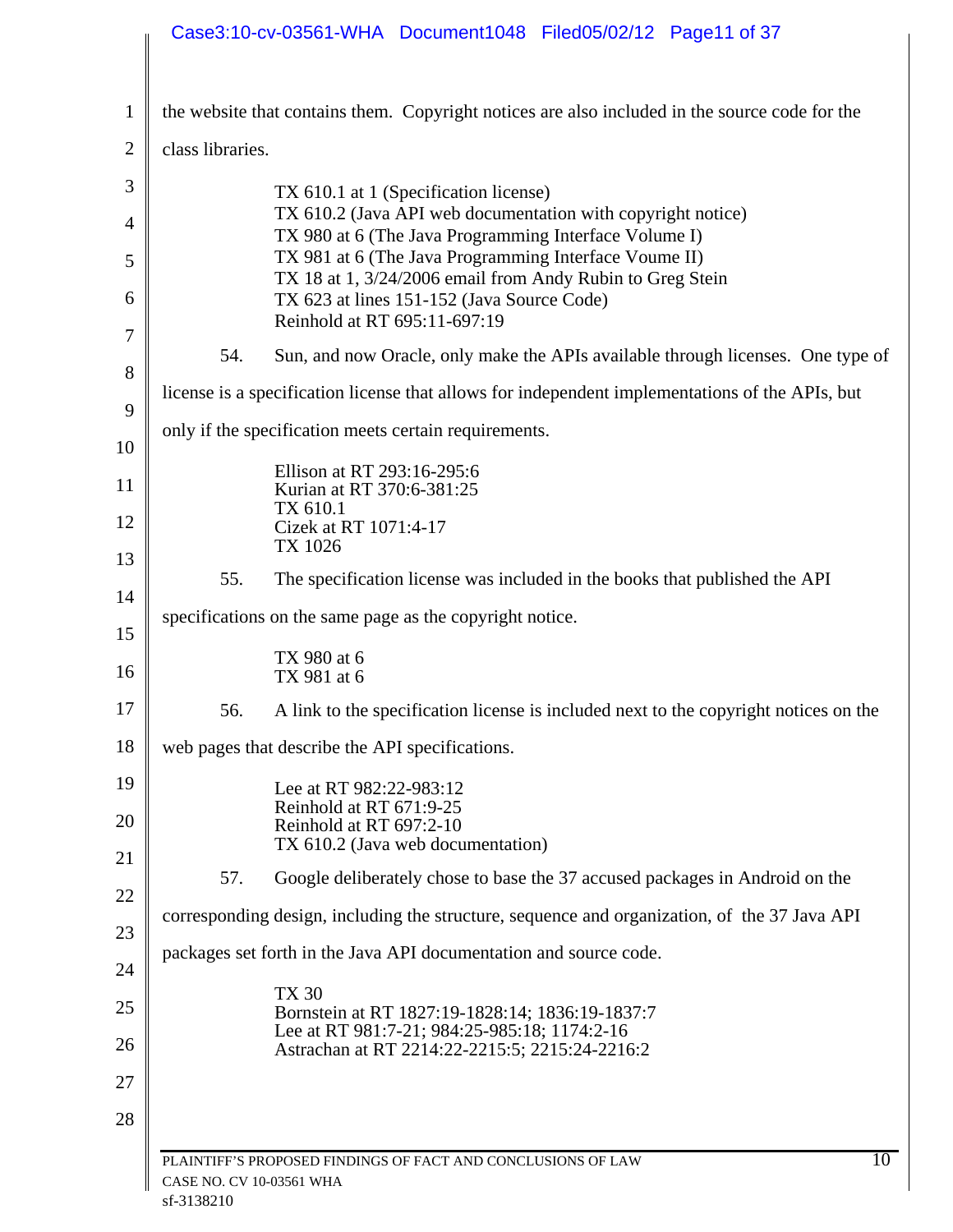the website that contains them. Copyright notices are also included in the source code for the class libraries.

> TX 610.1 at 1 (Specification license)
> TX 610.2 (Java API web documentation with copyright notice)
> TX 980 at 6 (The Java Programming Interface Volume I)
> TX 981 at 6 (The Java Programming Interface Voume II)
> TX 18 at 1, 3/24/2006 email from Andy Rubin to Greg Stein
> TX 623 at lines 151-152 (Java Source Code)
> Reinhold at RT 695:11-697:19

54. Sun, and now Oracle, only make the APIs available through licenses. One type of license is a specification license that allows for independent implementations of the APIs, but only if the specification meets certain requirements.

> Ellison at RT 293:16-295:6
> Kurian at RT 370:6-381:25
> TX 610.1
> Cizek at RT 1071:4-17
> TX 1026

55. The specification license was included in the books that published the API specifications on the same page as the copyright notice.

> TX 980 at 6
> TX 981 at 6

56. A link to the specification license is included next to the copyright notices on the web pages that describe the API specifications.

> Lee at RT 982:22-983:12
> Reinhold at RT 671:9-25
> Reinhold at RT 697:2-10
> TX 610.2 (Java web documentation)

57. Google deliberately chose to base the 37 accused packages in Android on the corresponding design, including the structure, sequence and organization, of the 37 Java API packages set forth in the Java API documentation and source code.

> TX 30
> Bornstein at RT 1827:19-1828:14; 1836:19-1837:7
> Lee at RT 981:7-21; 984:25-985:18; 1174:2-16
> Astrachan at RT 2214:22-2215:5; 2215:24-2216:2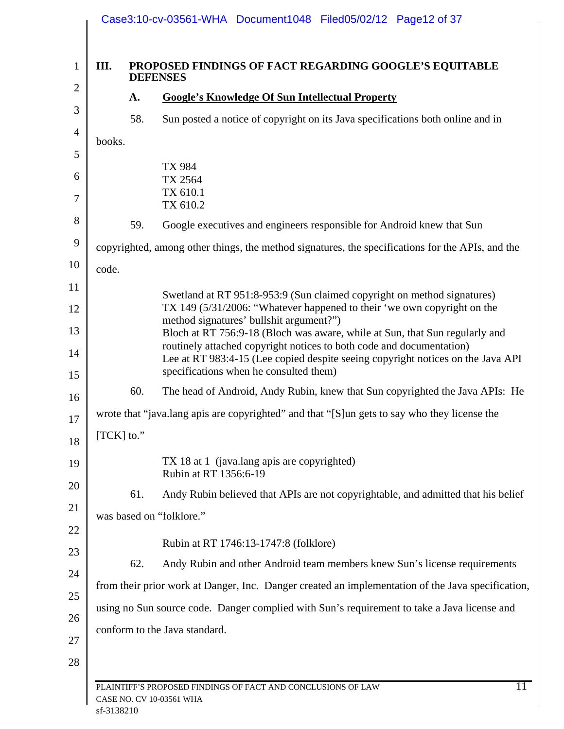## III. PROPOSED FINDINGS OF FACT REGARDING GOOGLE'S EQUITABLE DEFENSES

### A. Google's Knowledge Of Sun Intellectual Property

58. Sun posted a notice of copyright on its Java specifications both online and in books.

TX 984
TX 2564
TX 610.1
TX 610.2

59. Google executives and engineers responsible for Android knew that Sun copyrighted, among other things, the method signatures, the specifications for the APIs, and the code.

Swetland at RT 951:8-953:9 (Sun claimed copyright on method signatures)
TX 149 (5/31/2006: "Whatever happened to their 'we own copyright on the method signatures' bullshit argument?")
Bloch at RT 756:9-18 (Bloch was aware, while at Sun, that Sun regularly and routinely attached copyright notices to both code and documentation)
Lee at RT 983:4-15 (Lee copied despite seeing copyright notices on the Java API specifications when he consulted them)

60. The head of Android, Andy Rubin, knew that Sun copyrighted the Java APIs: He wrote that "java.lang apis are copyrighted" and that "[S]un gets to say who they license the [TCK] to."

TX 18 at 1 (java.lang apis are copyrighted)
Rubin at RT 1356:6-19

61. Andy Rubin believed that APIs are not copyrightable, and admitted that his belief was based on "folklore."

Rubin at RT 1746:13-1747:8 (folklore)

62. Andy Rubin and other Android team members knew Sun's license requirements from their prior work at Danger, Inc. Danger created an implementation of the Java specification, using no Sun source code. Danger complied with Sun's requirement to take a Java license and conform to the Java standard.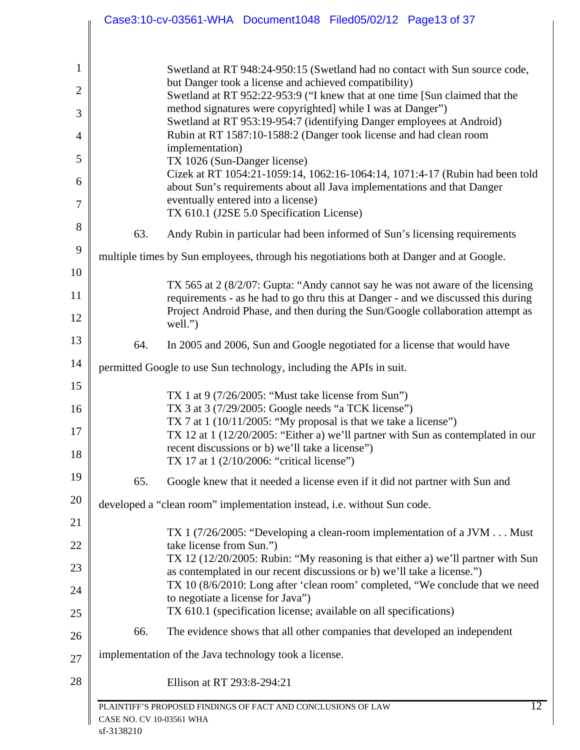Swetland at RT 948:24-950:15 (Swetland had no contact with Sun source code, but Danger took a license and achieved compatibility)
Swetland at RT 952:22-953:9 ("I knew that at one time [Sun claimed that the method signatures were copyrighted] while I was at Danger")
Swetland at RT 953:19-954:7 (identifying Danger employees at Android)
Rubin at RT 1587:10-1588:2 (Danger took license and had clean room implementation)
TX 1026 (Sun-Danger license)
Cizek at RT 1054:21-1059:14, 1062:16-1064:14, 1071:4-17 (Rubin had been told about Sun's requirements about all Java implementations and that Danger eventually entered into a license)
TX 610.1 (J2SE 5.0 Specification License)

63. Andy Rubin in particular had been informed of Sun's licensing requirements multiple times by Sun employees, through his negotiations both at Danger and at Google.

TX 565 at 2 (8/2/07: Gupta: "Andy cannot say he was not aware of the licensing requirements - as he had to go thru this at Danger - and we discussed this during Project Android Phase, and then during the Sun/Google collaboration attempt as well.")

64. In 2005 and 2006, Sun and Google negotiated for a license that would have permitted Google to use Sun technology, including the APIs in suit.

TX 1 at 9 (7/26/2005: "Must take license from Sun")
TX 3 at 3 (7/29/2005: Google needs "a TCK license")
TX 7 at 1 (10/11/2005: "My proposal is that we take a license")
TX 12 at 1 (12/20/2005: "Either a) we'll partner with Sun as contemplated in our recent discussions or b) we'll take a license")
TX 17 at 1 (2/10/2006: "critical license")

65. Google knew that it needed a license even if it did not partner with Sun and developed a "clean room" implementation instead, i.e. without Sun code.

TX 1 (7/26/2005: "Developing a clean-room implementation of a JVM . . . Must take license from Sun.")
TX 12 (12/20/2005: Rubin: "My reasoning is that either a) we'll partner with Sun as contemplated in our recent discussions or b) we'll take a license.")
TX 10 (8/6/2010: Long after 'clean room' completed, "We conclude that we need to negotiate a license for Java")
TX 610.1 (specification license; available on all specifications)

66. The evidence shows that all other companies that developed an independent implementation of the Java technology took a license.

Ellison at RT 293:8-294:21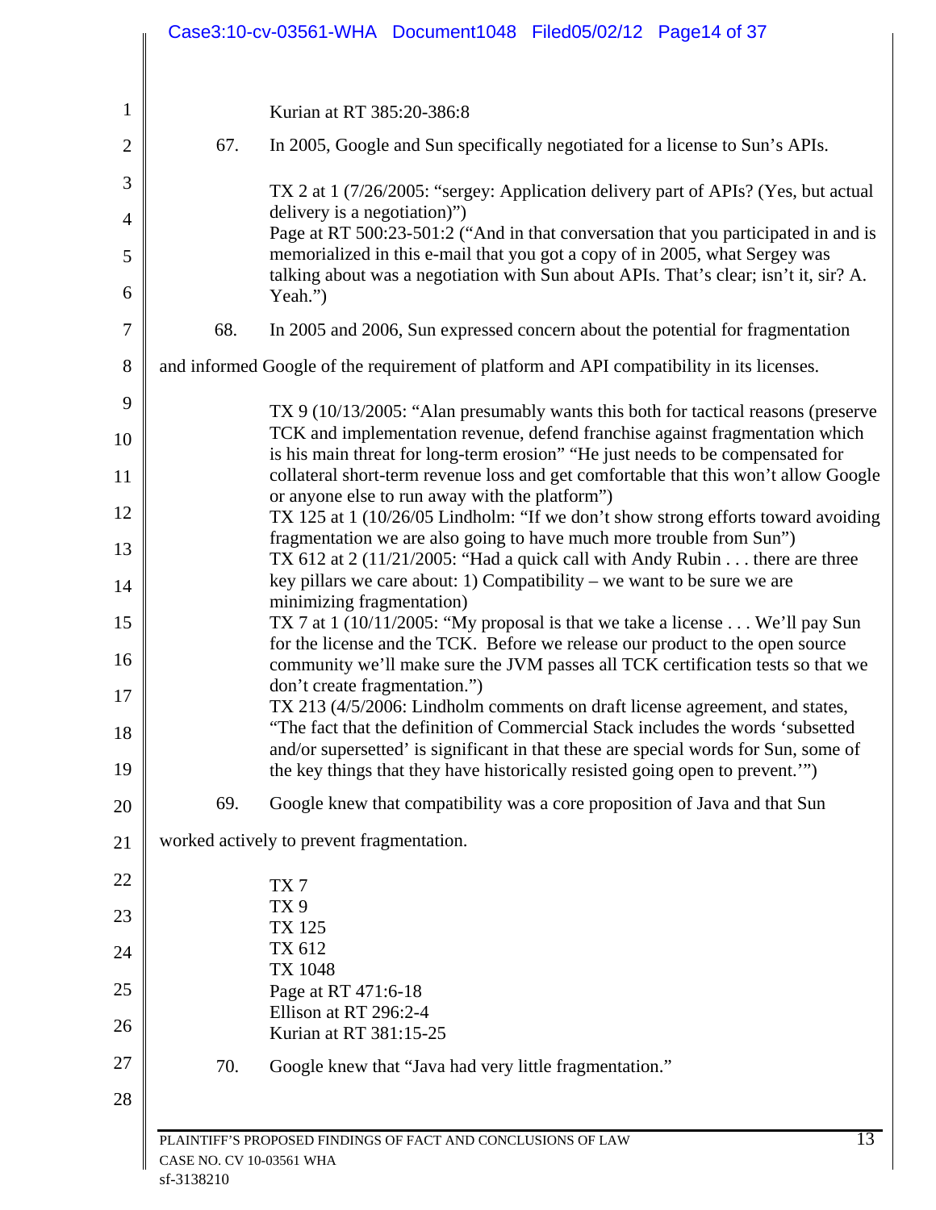Kurian at RT 385:20-386:8

67. In 2005, Google and Sun specifically negotiated for a license to Sun's APIs.

> TX 2 at 1 (7/26/2005: "sergey: Application delivery part of APIs? (Yes, but actual delivery is a negotiation)")
> Page at RT 500:23-501:2 ("And in that conversation that you participated in and is memorialized in this e-mail that you got a copy of in 2005, what Sergey was talking about was a negotiation with Sun about APIs. That's clear; isn't it, sir? A. Yeah.")

68. In 2005 and 2006, Sun expressed concern about the potential for fragmentation and informed Google of the requirement of platform and API compatibility in its licenses.

> TX 9 (10/13/2005: "Alan presumably wants this both for tactical reasons (preserve TCK and implementation revenue, defend franchise against fragmentation which is his main threat for long-term erosion" "He just needs to be compensated for collateral short-term revenue loss and get comfortable that this won't allow Google or anyone else to run away with the platform")
> TX 125 at 1 (10/26/05 Lindholm: "If we don't show strong efforts toward avoiding fragmentation we are also going to have much more trouble from Sun")
> TX 612 at 2 (11/21/2005: "Had a quick call with Andy Rubin . . . there are three key pillars we care about: 1) Compatibility – we want to be sure we are minimizing fragmentation)
> TX 7 at 1 (10/11/2005: "My proposal is that we take a license . . . We'll pay Sun for the license and the TCK. Before we release our product to the open source community we'll make sure the JVM passes all TCK certification tests so that we don't create fragmentation.")
> TX 213 (4/5/2006: Lindholm comments on draft license agreement, and states, "The fact that the definition of Commercial Stack includes the words 'subsetted and/or supersetted' is significant in that these are special words for Sun, some of the key things that they have historically resisted going open to prevent.'")

69. Google knew that compatibility was a core proposition of Java and that Sun worked actively to prevent fragmentation.

> TX 7
> TX 9
> TX 125
> TX 612
> TX 1048
> Page at RT 471:6-18
> Ellison at RT 296:2-4
> Kurian at RT 381:15-25

70. Google knew that "Java had very little fragmentation."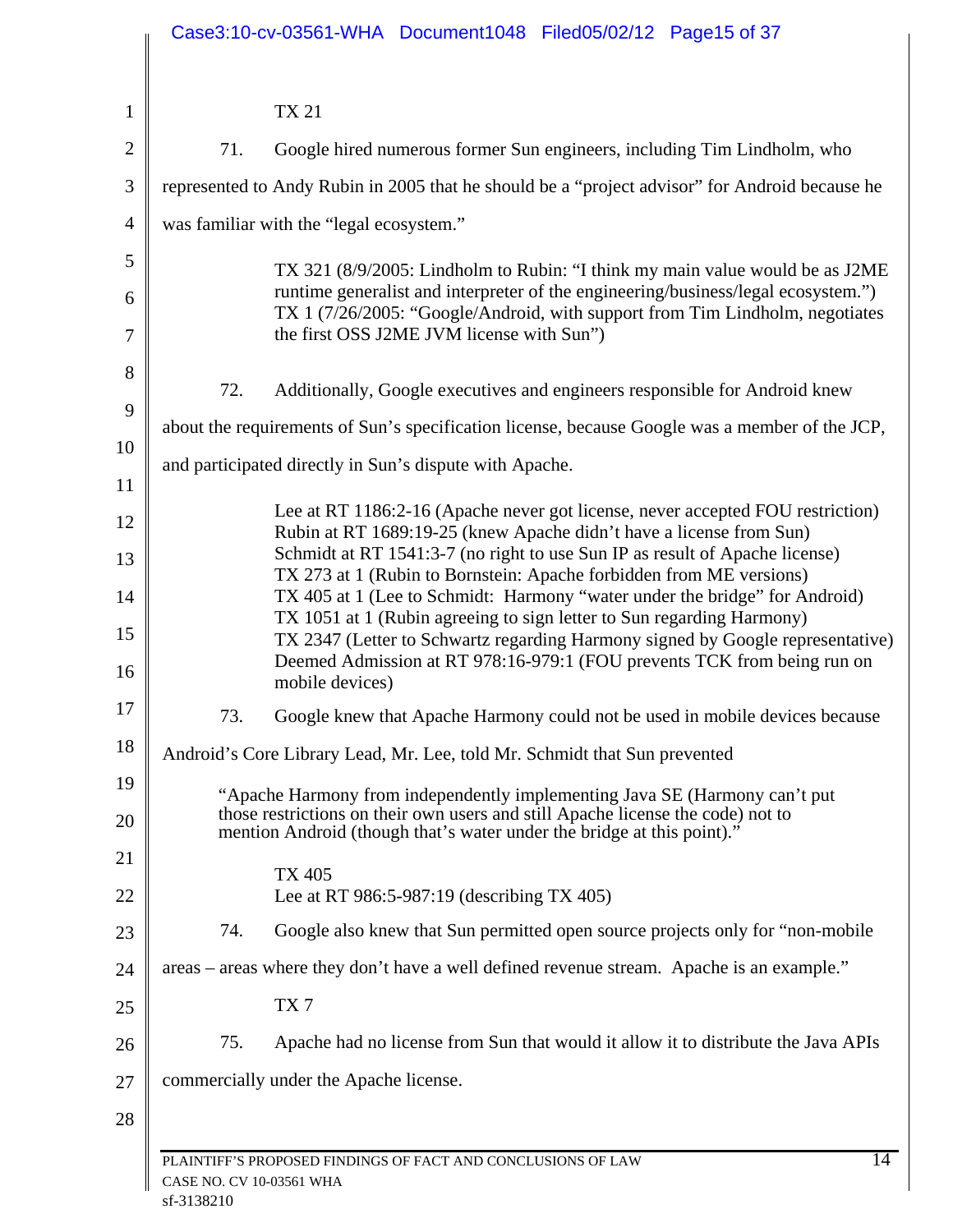TX 21

71. Google hired numerous former Sun engineers, including Tim Lindholm, who represented to Andy Rubin in 2005 that he should be a "project advisor" for Android because he was familiar with the "legal ecosystem."

> TX 321 (8/9/2005: Lindholm to Rubin: "I think my main value would be as J2ME runtime generalist and interpreter of the engineering/business/legal ecosystem.")
> TX 1 (7/26/2005: "Google/Android, with support from Tim Lindholm, negotiates the first OSS J2ME JVM license with Sun")

72. Additionally, Google executives and engineers responsible for Android knew about the requirements of Sun's specification license, because Google was a member of the JCP, and participated directly in Sun's dispute with Apache.

> Lee at RT 1186:2-16 (Apache never got license, never accepted FOU restriction)
> Rubin at RT 1689:19-25 (knew Apache didn't have a license from Sun)
> Schmidt at RT 1541:3-7 (no right to use Sun IP as result of Apache license)
> TX 273 at 1 (Rubin to Bornstein: Apache forbidden from ME versions)
> TX 405 at 1 (Lee to Schmidt: Harmony "water under the bridge" for Android)
> TX 1051 at 1 (Rubin agreeing to sign letter to Sun regarding Harmony)
> TX 2347 (Letter to Schwartz regarding Harmony signed by Google representative)
> Deemed Admission at RT 978:16-979:1 (FOU prevents TCK from being run on mobile devices)

73. Google knew that Apache Harmony could not be used in mobile devices because Android's Core Library Lead, Mr. Lee, told Mr. Schmidt that Sun prevented

> "Apache Harmony from independently implementing Java SE (Harmony can't put those restrictions on their own users and still Apache license the code) not to mention Android (though that's water under the bridge at this point)."

> TX 405
> Lee at RT 986:5-987:19 (describing TX 405)

74. Google also knew that Sun permitted open source projects only for "non-mobile areas – areas where they don't have a well defined revenue stream. Apache is an example."

> TX 7

75. Apache had no license from Sun that would it allow it to distribute the Java APIs commercially under the Apache license.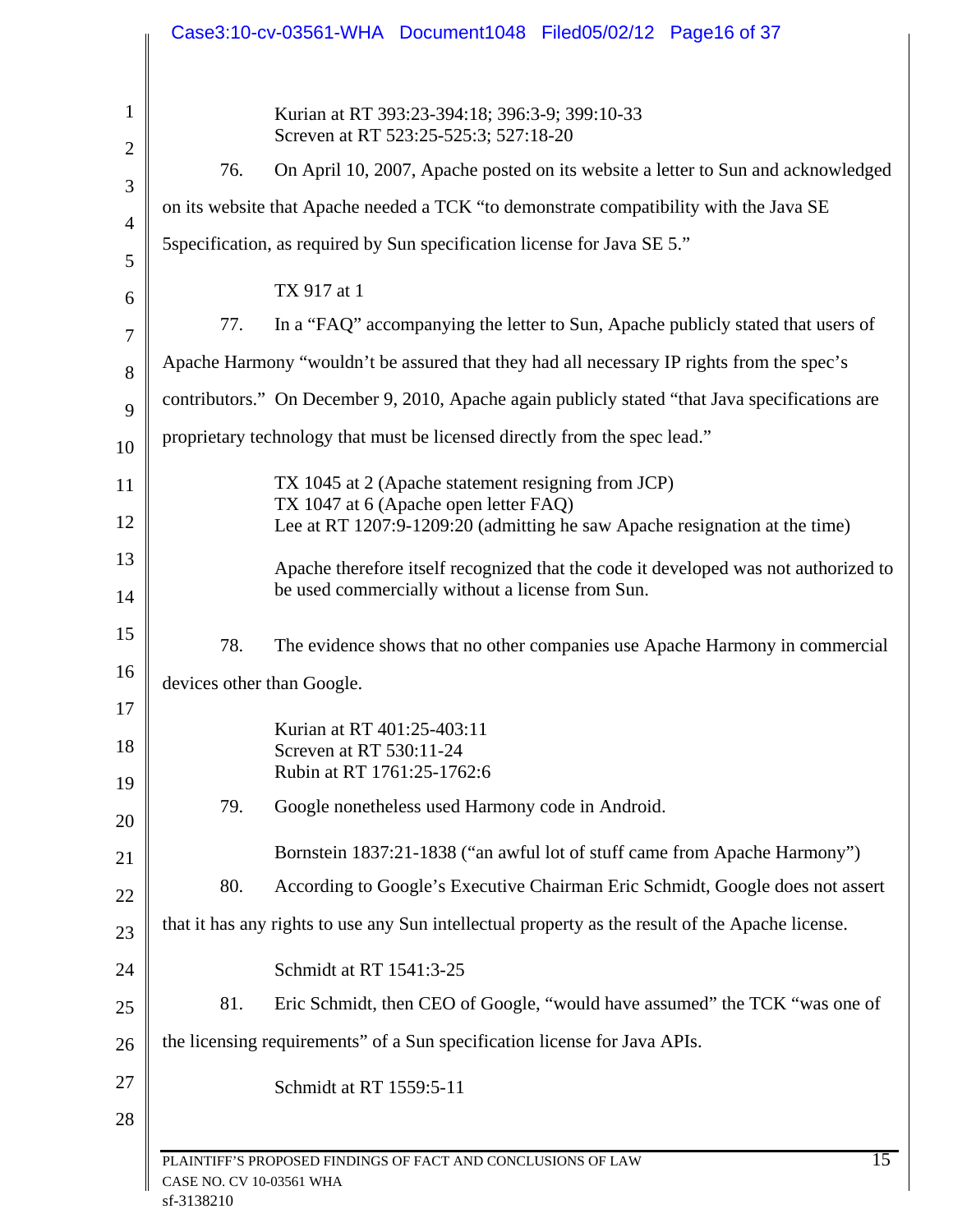Kurian at RT 393:23-394:18; 396:3-9; 399:10-33
Screven at RT 523:25-525:3; 527:18-20

76. On April 10, 2007, Apache posted on its website a letter to Sun and acknowledged on its website that Apache needed a TCK "to demonstrate compatibility with the Java SE 5specification, as required by Sun specification license for Java SE 5."

TX 917 at 1

77. In a "FAQ" accompanying the letter to Sun, Apache publicly stated that users of Apache Harmony "wouldn't be assured that they had all necessary IP rights from the spec's contributors." On December 9, 2010, Apache again publicly stated "that Java specifications are proprietary technology that must be licensed directly from the spec lead."

TX 1045 at 2 (Apache statement resigning from JCP)
TX 1047 at 6 (Apache open letter FAQ)
Lee at RT 1207:9-1209:20 (admitting he saw Apache resignation at the time)

Apache therefore itself recognized that the code it developed was not authorized to be used commercially without a license from Sun.

78. The evidence shows that no other companies use Apache Harmony in commercial devices other than Google.

Kurian at RT 401:25-403:11
Screven at RT 530:11-24
Rubin at RT 1761:25-1762:6

79. Google nonetheless used Harmony code in Android.

Bornstein 1837:21-1838 ("an awful lot of stuff came from Apache Harmony")

80. According to Google's Executive Chairman Eric Schmidt, Google does not assert that it has any rights to use any Sun intellectual property as the result of the Apache license.

Schmidt at RT 1541:3-25

81. Eric Schmidt, then CEO of Google, "would have assumed" the TCK "was one of the licensing requirements" of a Sun specification license for Java APIs.

Schmidt at RT 1559:5-11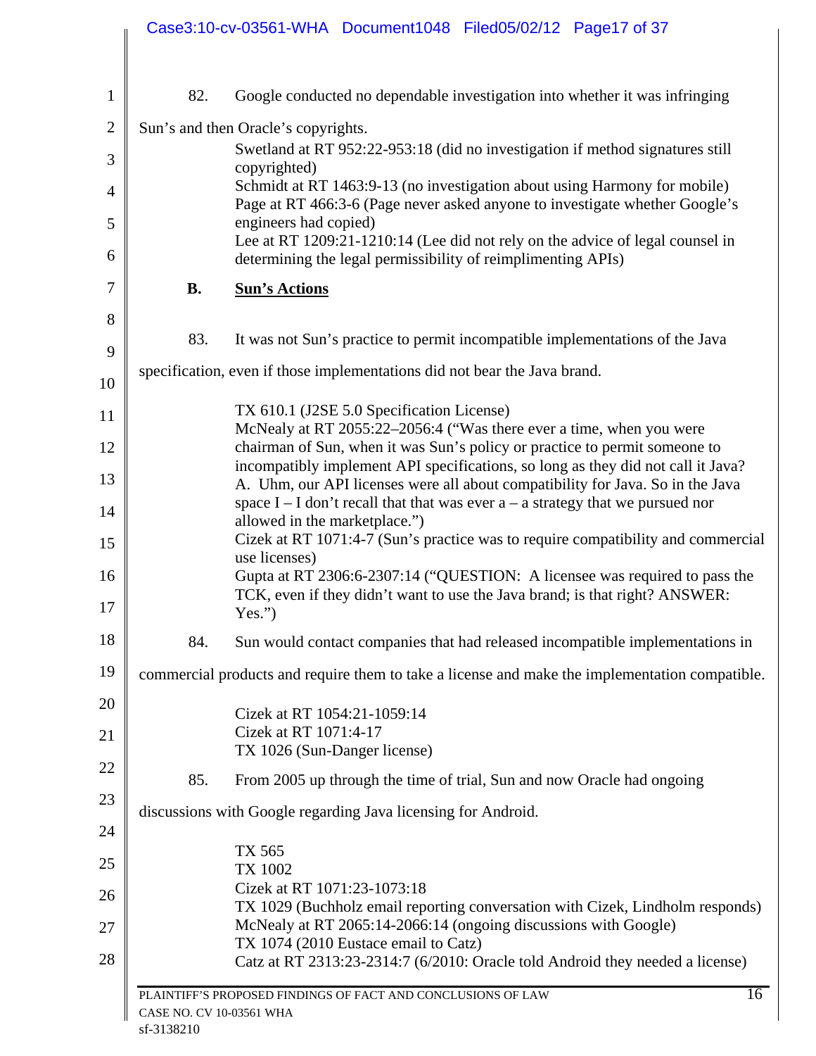82. Google conducted no dependable investigation into whether it was infringing Sun's and then Oracle's copyrights.

> Swetland at RT 952:22-953:18 (did no investigation if method signatures still copyrighted)
> Schmidt at RT 1463:9-13 (no investigation about using Harmony for mobile)
> Page at RT 466:3-6 (Page never asked anyone to investigate whether Google's engineers had copied)
> Lee at RT 1209:21-1210:14 (Lee did not rely on the advice of legal counsel in determining the legal permissibility of reimplimenting APIs)

### B. Sun's Actions

83. It was not Sun's practice to permit incompatible implementations of the Java specification, even if those implementations did not bear the Java brand.

> TX 610.1 (J2SE 5.0 Specification License)
> McNealy at RT 2055:22–2056:4 ("Was there ever a time, when you were chairman of Sun, when it was Sun's policy or practice to permit someone to incompatibly implement API specifications, so long as they did not call it Java? A. Uhm, our API licenses were all about compatibility for Java. So in the Java space I – I don't recall that that was ever a – a strategy that we pursued nor allowed in the marketplace.")
> Cizek at RT 1071:4-7 (Sun's practice was to require compatibility and commercial use licenses)
> Gupta at RT 2306:6-2307:14 ("QUESTION: A licensee was required to pass the TCK, even if they didn't want to use the Java brand; is that right? ANSWER: Yes.")

84. Sun would contact companies that had released incompatible implementations in commercial products and require them to take a license and make the implementation compatible.

> Cizek at RT 1054:21-1059:14
> Cizek at RT 1071:4-17
> TX 1026 (Sun-Danger license)

85. From 2005 up through the time of trial, Sun and now Oracle had ongoing discussions with Google regarding Java licensing for Android.

> TX 565
> TX 1002
> Cizek at RT 1071:23-1073:18
> TX 1029 (Buchholz email reporting conversation with Cizek, Lindholm responds)
> McNealy at RT 2065:14-2066:14 (ongoing discussions with Google)
> TX 1074 (2010 Eustace email to Catz)
> Catz at RT 2313:23-2314:7 (6/2010: Oracle told Android they needed a license)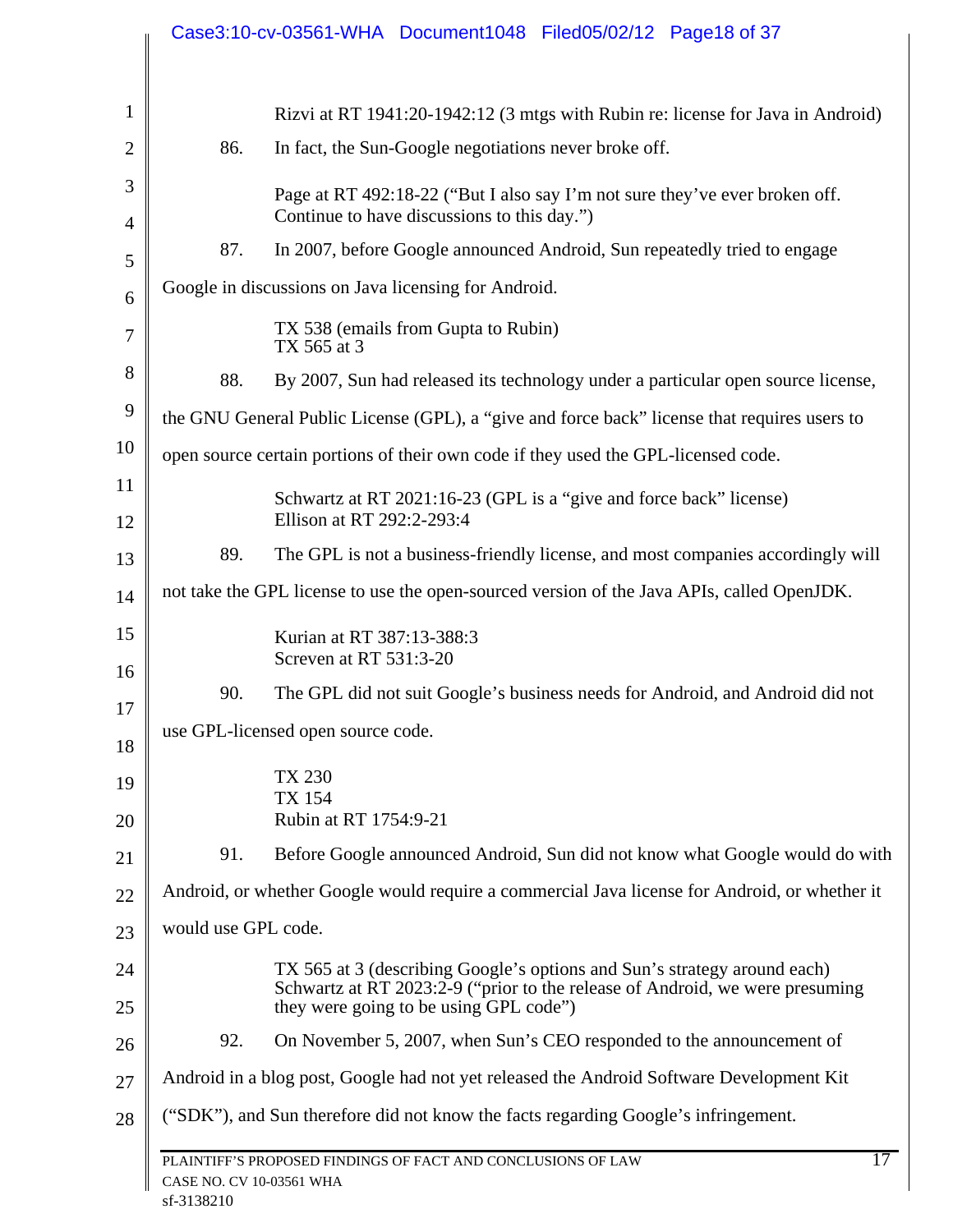Rizvi at RT 1941:20-1942:12 (3 mtgs with Rubin re: license for Java in Android)

86. In fact, the Sun-Google negotiations never broke off.

Page at RT 492:18-22 ("But I also say I'm not sure they've ever broken off. Continue to have discussions to this day.")

87. In 2007, before Google announced Android, Sun repeatedly tried to engage Google in discussions on Java licensing for Android.

TX 538 (emails from Gupta to Rubin)
TX 565 at 3

88. By 2007, Sun had released its technology under a particular open source license, the GNU General Public License (GPL), a "give and force back" license that requires users to open source certain portions of their own code if they used the GPL-licensed code.

Schwartz at RT 2021:16-23 (GPL is a "give and force back" license)
Ellison at RT 292:2-293:4

89. The GPL is not a business-friendly license, and most companies accordingly will not take the GPL license to use the open-sourced version of the Java APIs, called OpenJDK.

Kurian at RT 387:13-388:3
Screven at RT 531:3-20

90. The GPL did not suit Google's business needs for Android, and Android did not use GPL-licensed open source code.

TX 230
TX 154
Rubin at RT 1754:9-21

91. Before Google announced Android, Sun did not know what Google would do with Android, or whether Google would require a commercial Java license for Android, or whether it would use GPL code.

TX 565 at 3 (describing Google's options and Sun's strategy around each)
Schwartz at RT 2023:2-9 ("prior to the release of Android, we were presuming they were going to be using GPL code")

92. On November 5, 2007, when Sun's CEO responded to the announcement of Android in a blog post, Google had not yet released the Android Software Development Kit ("SDK"), and Sun therefore did not know the facts regarding Google's infringement.

PLAINTIFF'S PROPOSED FINDINGS OF FACT AND CONCLUSIONS OF LAW
CASE NO. CV 10-03561 WHA
sf-3138210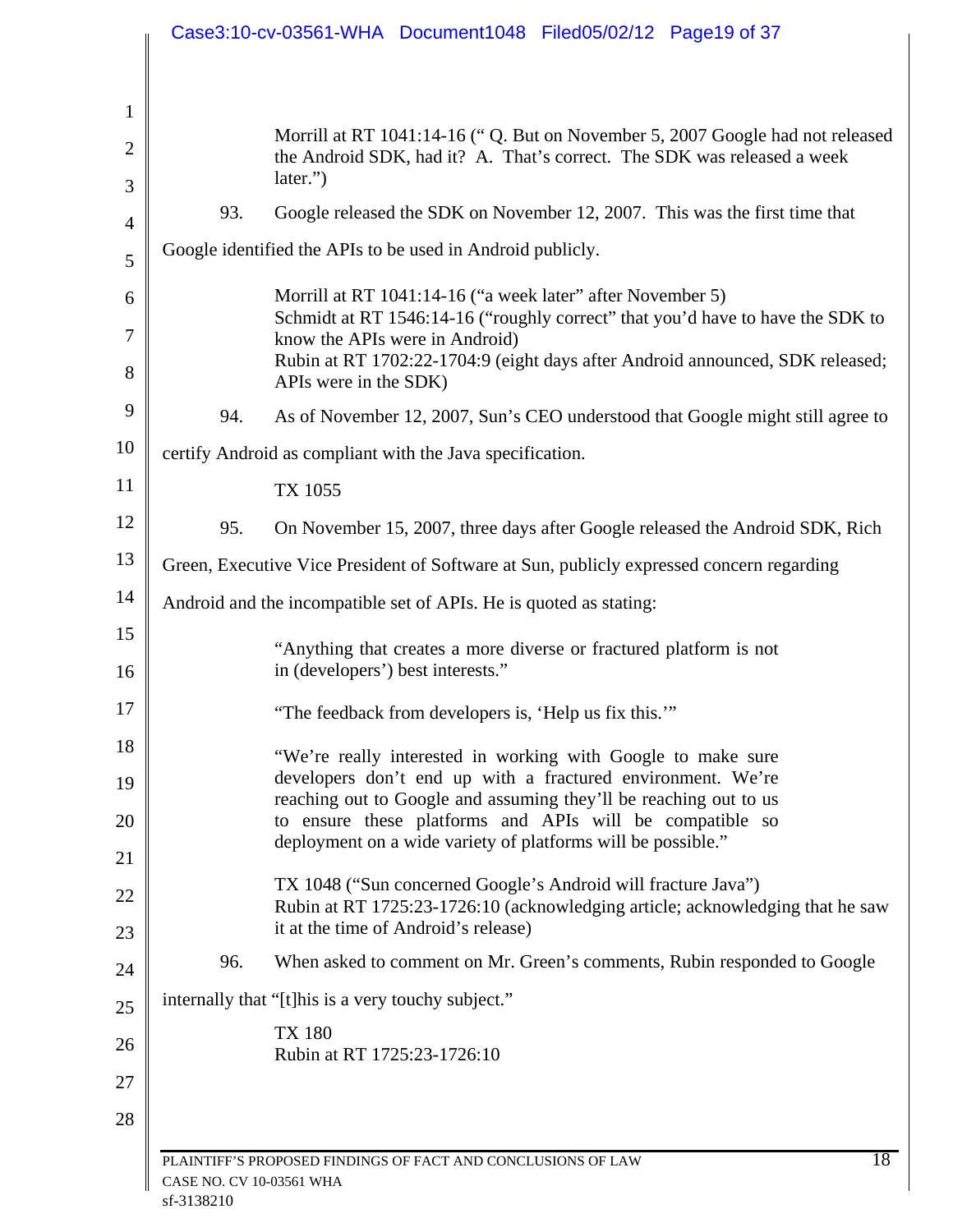Morrill at RT 1041:14-16 (" Q. But on November 5, 2007 Google had not released the Android SDK, had it? A. That's correct. The SDK was released a week later.")

93. Google released the SDK on November 12, 2007. This was the first time that Google identified the APIs to be used in Android publicly.

Morrill at RT 1041:14-16 ("a week later" after November 5)
Schmidt at RT 1546:14-16 ("roughly correct" that you'd have to have the SDK to know the APIs were in Android)
Rubin at RT 1702:22-1704:9 (eight days after Android announced, SDK released; APIs were in the SDK)

94. As of November 12, 2007, Sun's CEO understood that Google might still agree to certify Android as compliant with the Java specification.

TX 1055

95. On November 15, 2007, three days after Google released the Android SDK, Rich Green, Executive Vice President of Software at Sun, publicly expressed concern regarding Android and the incompatible set of APIs. He is quoted as stating:

> "Anything that creates a more diverse or fractured platform is not in (developers') best interests."
>
> "The feedback from developers is, 'Help us fix this.'"
>
> "We're really interested in working with Google to make sure developers don't end up with a fractured environment. We're reaching out to Google and assuming they'll be reaching out to us to ensure these platforms and APIs will be compatible so deployment on a wide variety of platforms will be possible."

TX 1048 ("Sun concerned Google's Android will fracture Java")
Rubin at RT 1725:23-1726:10 (acknowledging article; acknowledging that he saw it at the time of Android's release)

96. When asked to comment on Mr. Green's comments, Rubin responded to Google internally that "[t]his is a very touchy subject."

TX 180
Rubin at RT 1725:23-1726:10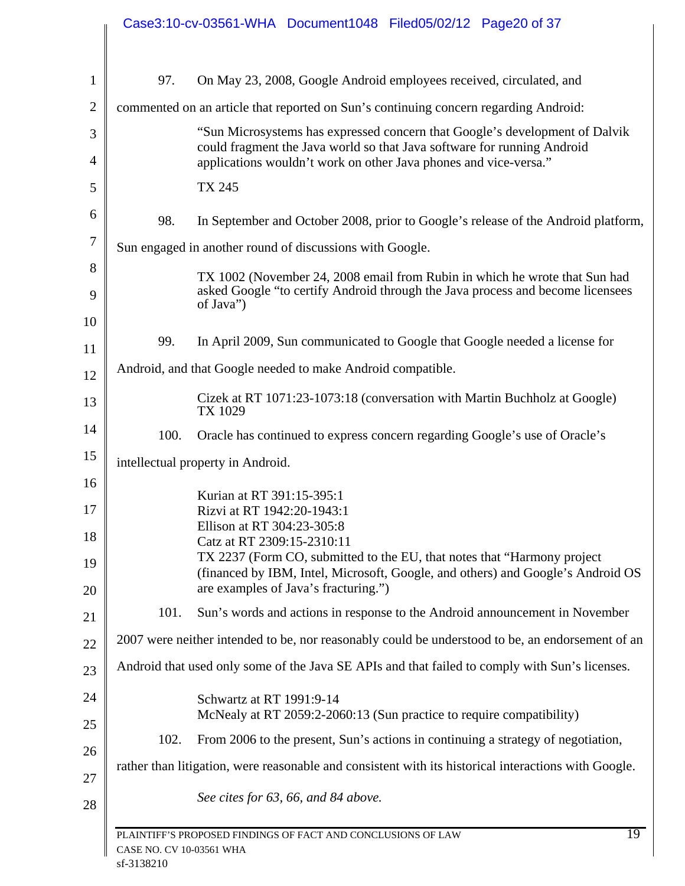97. On May 23, 2008, Google Android employees received, circulated, and commented on an article that reported on Sun's continuing concern regarding Android:

> "Sun Microsystems has expressed concern that Google's development of Dalvik could fragment the Java world so that Java software for running Android applications wouldn't work on other Java phones and vice-versa."
>
> TX 245

98. In September and October 2008, prior to Google's release of the Android platform, Sun engaged in another round of discussions with Google.

> TX 1002 (November 24, 2008 email from Rubin in which he wrote that Sun had asked Google "to certify Android through the Java process and become licensees of Java")

99. In April 2009, Sun communicated to Google that Google needed a license for Android, and that Google needed to make Android compatible.

> Cizek at RT 1071:23-1073:18 (conversation with Martin Buchholz at Google)
> TX 1029

100. Oracle has continued to express concern regarding Google's use of Oracle's intellectual property in Android.

> Kurian at RT 391:15-395:1
> Rizvi at RT 1942:20-1943:1
> Ellison at RT 304:23-305:8
> Catz at RT 2309:15-2310:11
> TX 2237 (Form CO, submitted to the EU, that notes that "Harmony project (financed by IBM, Intel, Microsoft, Google, and others) and Google's Android OS are examples of Java's fracturing.")

101. Sun's words and actions in response to the Android announcement in November 2007 were neither intended to be, nor reasonably could be understood to be, an endorsement of an Android that used only some of the Java SE APIs and that failed to comply with Sun's licenses.

> Schwartz at RT 1991:9-14
> McNealy at RT 2059:2-2060:13 (Sun practice to require compatibility)

102. From 2006 to the present, Sun's actions in continuing a strategy of negotiation, rather than litigation, were reasonable and consistent with its historical interactions with Google.

> *See cites for 63, 66, and 84 above.*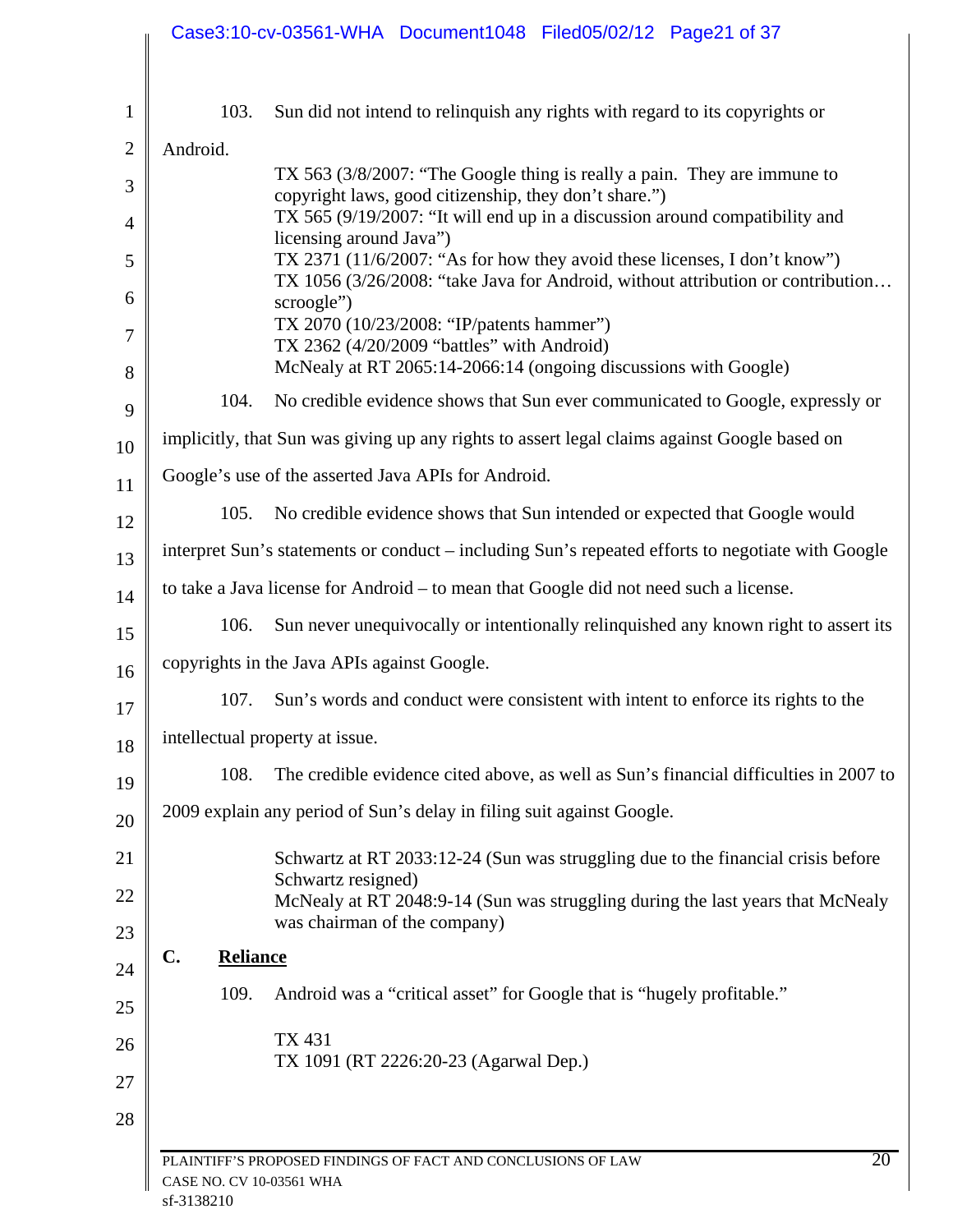103. Sun did not intend to relinquish any rights with regard to its copyrights or Android.

TX 563 (3/8/2007: "The Google thing is really a pain. They are immune to copyright laws, good citizenship, they don't share.")
TX 565 (9/19/2007: "It will end up in a discussion around compatibility and licensing around Java")
TX 2371 (11/6/2007: "As for how they avoid these licenses, I don't know")
TX 1056 (3/26/2008: "take Java for Android, without attribution or contribution… scroogle")
TX 2070 (10/23/2008: "IP/patents hammer")
TX 2362 (4/20/2009 "battles" with Android)
McNealy at RT 2065:14-2066:14 (ongoing discussions with Google)

104. No credible evidence shows that Sun ever communicated to Google, expressly or implicitly, that Sun was giving up any rights to assert legal claims against Google based on Google's use of the asserted Java APIs for Android.

105. No credible evidence shows that Sun intended or expected that Google would interpret Sun's statements or conduct – including Sun's repeated efforts to negotiate with Google to take a Java license for Android – to mean that Google did not need such a license.

106. Sun never unequivocally or intentionally relinquished any known right to assert its copyrights in the Java APIs against Google.

107. Sun's words and conduct were consistent with intent to enforce its rights to the intellectual property at issue.

108. The credible evidence cited above, as well as Sun's financial difficulties in 2007 to 2009 explain any period of Sun's delay in filing suit against Google.

Schwartz at RT 2033:12-24 (Sun was struggling due to the financial crisis before Schwartz resigned)
McNealy at RT 2048:9-14 (Sun was struggling during the last years that McNealy was chairman of the company)

### C. **Reliance**

109. Android was a "critical asset" for Google that is "hugely profitable."

TX 431
TX 1091 (RT 2226:20-23 (Agarwal Dep.)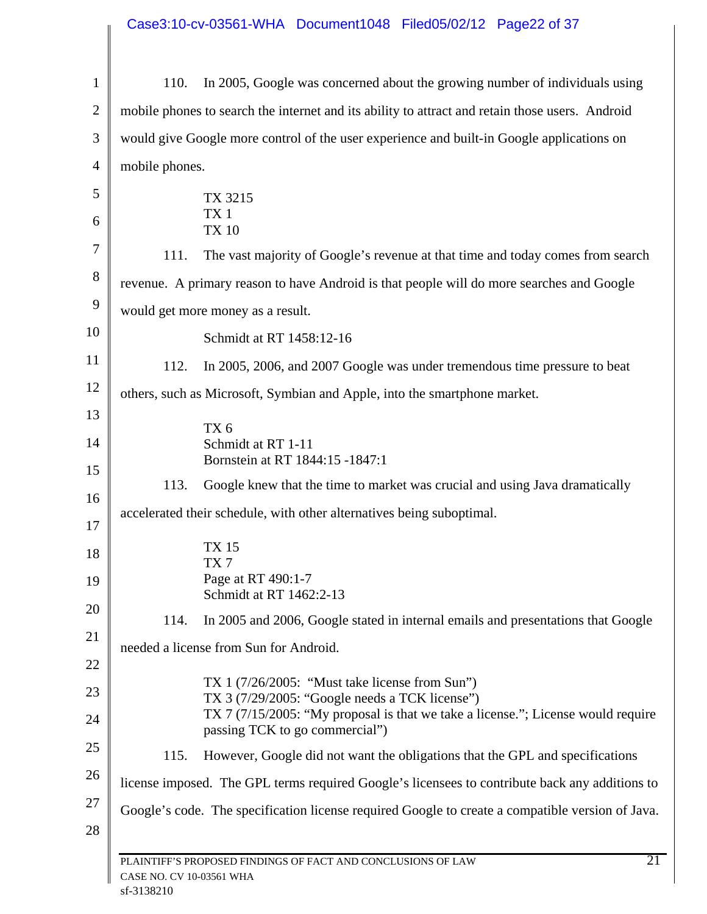110. In 2005, Google was concerned about the growing number of individuals using mobile phones to search the internet and its ability to attract and retain those users. Android would give Google more control of the user experience and built-in Google applications on mobile phones.

TX 3215
TX 1
TX 10

111. The vast majority of Google's revenue at that time and today comes from search revenue. A primary reason to have Android is that people will do more searches and Google would get more money as a result.

Schmidt at RT 1458:12-16

112. In 2005, 2006, and 2007 Google was under tremendous time pressure to beat others, such as Microsoft, Symbian and Apple, into the smartphone market.

TX 6
Schmidt at RT 1-11
Bornstein at RT 1844:15 -1847:1

113. Google knew that the time to market was crucial and using Java dramatically accelerated their schedule, with other alternatives being suboptimal.

TX 15
TX 7
Page at RT 490:1-7
Schmidt at RT 1462:2-13

114. In 2005 and 2006, Google stated in internal emails and presentations that Google needed a license from Sun for Android.

TX 1 (7/26/2005: "Must take license from Sun")
TX 3 (7/29/2005: "Google needs a TCK license")
TX 7 (7/15/2005: "My proposal is that we take a license."; License would require passing TCK to go commercial")

115. However, Google did not want the obligations that the GPL and specifications license imposed. The GPL terms required Google's licensees to contribute back any additions to Google's code. The specification license required Google to create a compatible version of Java.

PLAINTIFF'S PROPOSED FINDINGS OF FACT AND CONCLUSIONS OF LAW
CASE NO. CV 10-03561 WHA
sf-3138210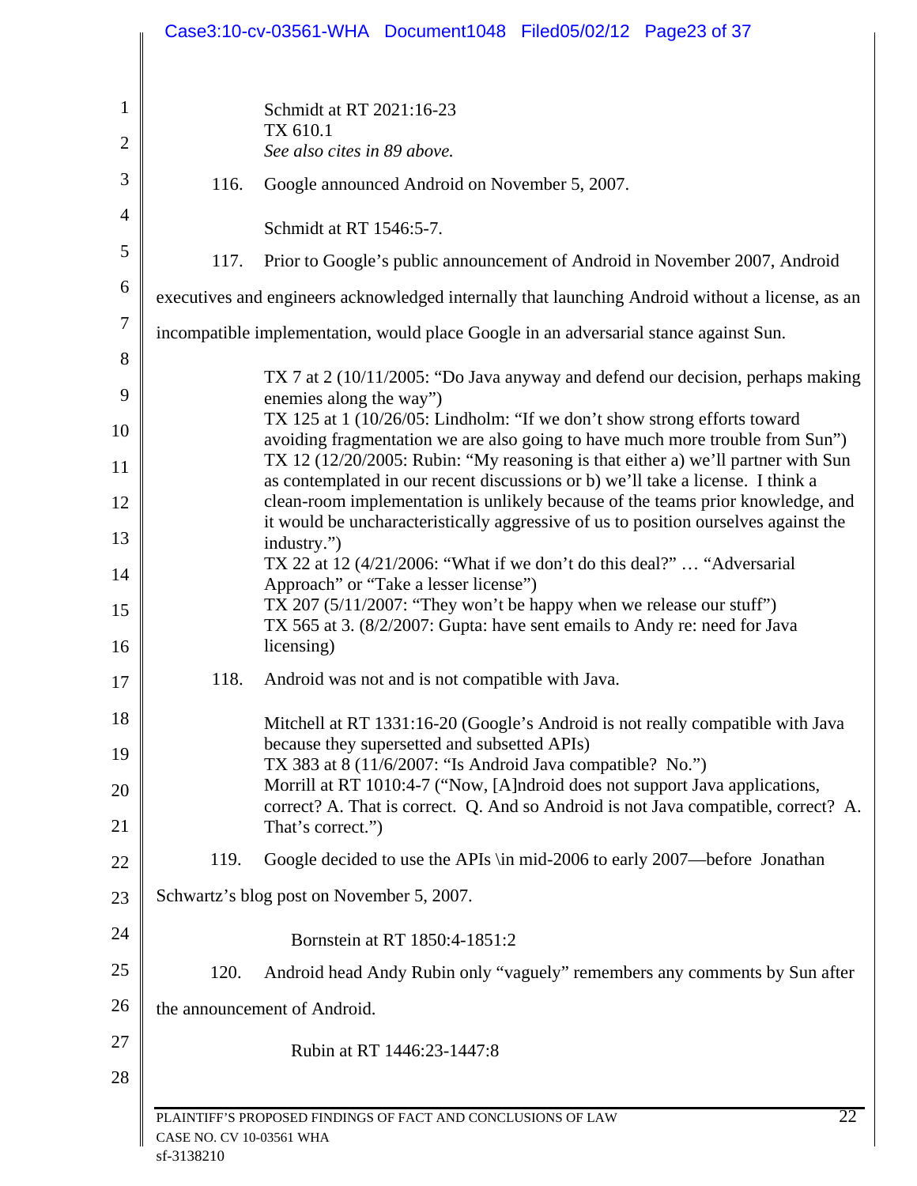Schmidt at RT 2021:16-23
TX 610.1
*See also cites in 89 above.*

116. Google announced Android on November 5, 2007.

Schmidt at RT 1546:5-7.

117. Prior to Google's public announcement of Android in November 2007, Android executives and engineers acknowledged internally that launching Android without a license, as an incompatible implementation, would place Google in an adversarial stance against Sun.

TX 7 at 2 (10/11/2005: "Do Java anyway and defend our decision, perhaps making enemies along the way")
TX 125 at 1 (10/26/05: Lindholm: "If we don't show strong efforts toward avoiding fragmentation we are also going to have much more trouble from Sun")
TX 12 (12/20/2005: Rubin: "My reasoning is that either a) we'll partner with Sun as contemplated in our recent discussions or b) we'll take a license. I think a clean-room implementation is unlikely because of the teams prior knowledge, and it would be uncharacteristically aggressive of us to position ourselves against the industry.")
TX 22 at 12 (4/21/2006: "What if we don't do this deal?" … "Adversarial Approach" or "Take a lesser license")
TX 207 (5/11/2007: "They won't be happy when we release our stuff")
TX 565 at 3. (8/2/2007: Gupta: have sent emails to Andy re: need for Java licensing)

118. Android was not and is not compatible with Java.

Mitchell at RT 1331:16-20 (Google's Android is not really compatible with Java because they supersetted and subsetted APIs)
TX 383 at 8 (11/6/2007: "Is Android Java compatible? No.")
Morrill at RT 1010:4-7 ("Now, [A]ndroid does not support Java applications, correct? A. That is correct. Q. And so Android is not Java compatible, correct? A. That's correct.")

119. Google decided to use the APIs \in mid-2006 to early 2007—before Jonathan Schwartz's blog post on November 5, 2007.

Bornstein at RT 1850:4-1851:2

120. Android head Andy Rubin only "vaguely" remembers any comments by Sun after the announcement of Android.

Rubin at RT 1446:23-1447:8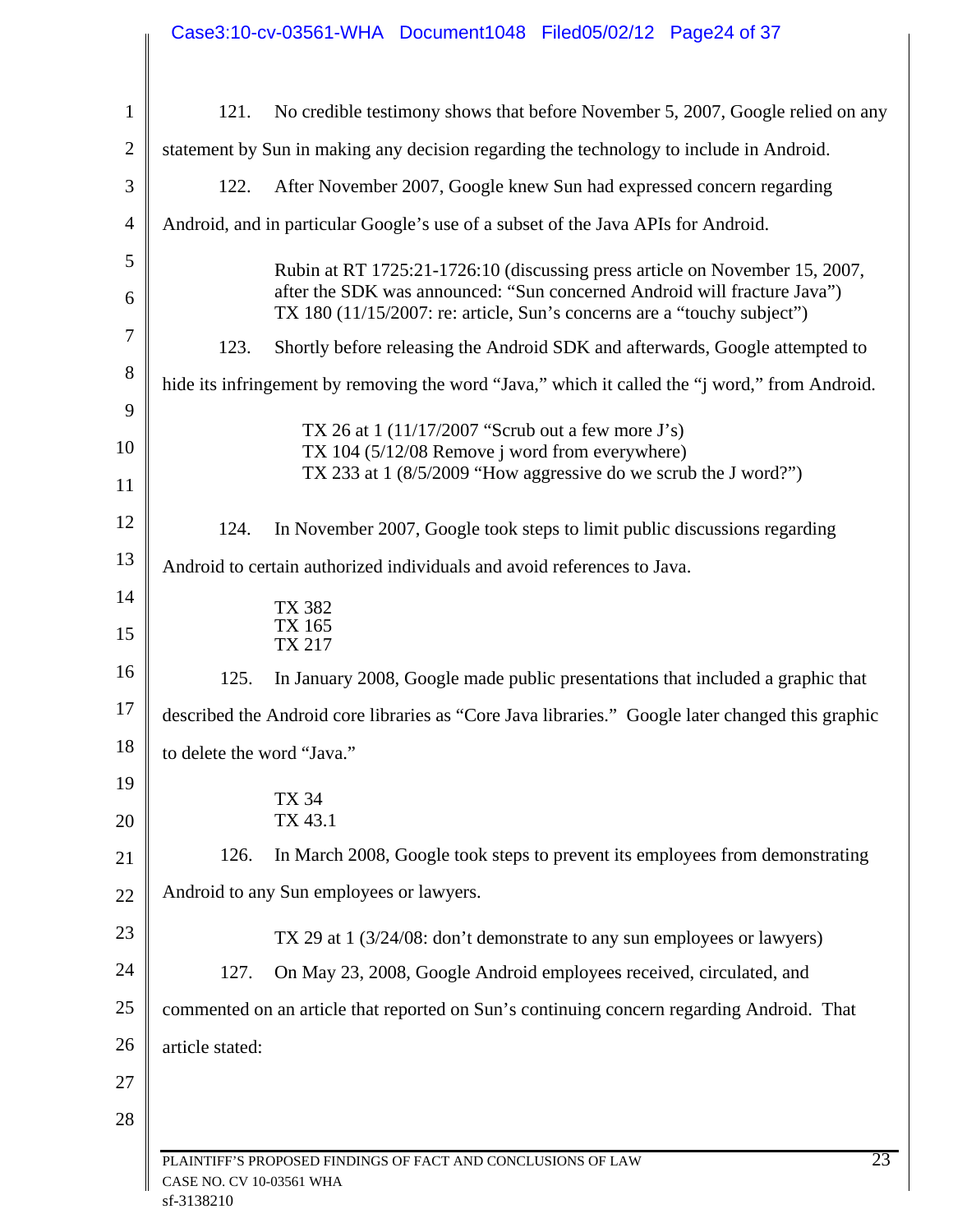121. No credible testimony shows that before November 5, 2007, Google relied on any statement by Sun in making any decision regarding the technology to include in Android.

122. After November 2007, Google knew Sun had expressed concern regarding Android, and in particular Google's use of a subset of the Java APIs for Android.

> Rubin at RT 1725:21-1726:10 (discussing press article on November 15, 2007, after the SDK was announced: "Sun concerned Android will fracture Java")
> TX 180 (11/15/2007: re: article, Sun's concerns are a "touchy subject")

123. Shortly before releasing the Android SDK and afterwards, Google attempted to hide its infringement by removing the word "Java," which it called the "j word," from Android.

> TX 26 at 1 (11/17/2007 "Scrub out a few more J's)
> TX 104 (5/12/08 Remove j word from everywhere)
> TX 233 at 1 (8/5/2009 "How aggressive do we scrub the J word?")

124. In November 2007, Google took steps to limit public discussions regarding Android to certain authorized individuals and avoid references to Java.

> TX 382
> TX 165
> TX 217

125. In January 2008, Google made public presentations that included a graphic that described the Android core libraries as "Core Java libraries." Google later changed this graphic to delete the word "Java."

> TX 34
> TX 43.1

126. In March 2008, Google took steps to prevent its employees from demonstrating Android to any Sun employees or lawyers.

> TX 29 at 1 (3/24/08: don't demonstrate to any sun employees or lawyers)

127. On May 23, 2008, Google Android employees received, circulated, and commented on an article that reported on Sun's continuing concern regarding Android. That article stated: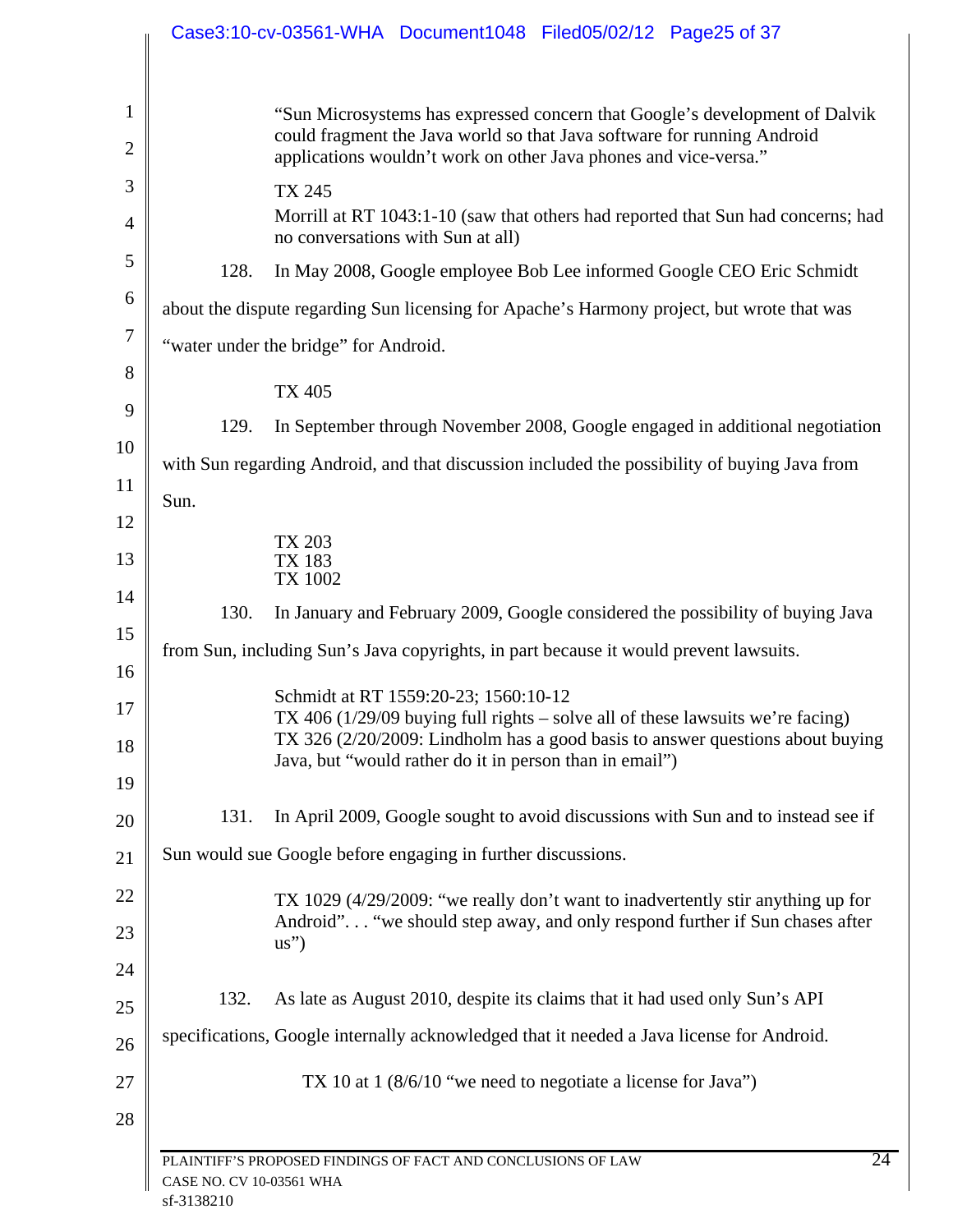"Sun Microsystems has expressed concern that Google's development of Dalvik could fragment the Java world so that Java software for running Android applications wouldn't work on other Java phones and vice-versa."

TX 245
Morrill at RT 1043:1-10 (saw that others had reported that Sun had concerns; had no conversations with Sun at all)

128. In May 2008, Google employee Bob Lee informed Google CEO Eric Schmidt about the dispute regarding Sun licensing for Apache's Harmony project, but wrote that was "water under the bridge" for Android.

TX 405

129. In September through November 2008, Google engaged in additional negotiation with Sun regarding Android, and that discussion included the possibility of buying Java from Sun.

TX 203
TX 183
TX 1002

130. In January and February 2009, Google considered the possibility of buying Java from Sun, including Sun's Java copyrights, in part because it would prevent lawsuits.

Schmidt at RT 1559:20-23; 1560:10-12
TX 406 (1/29/09 buying full rights – solve all of these lawsuits we're facing)
TX 326 (2/20/2009: Lindholm has a good basis to answer questions about buying Java, but "would rather do it in person than in email")

131. In April 2009, Google sought to avoid discussions with Sun and to instead see if Sun would sue Google before engaging in further discussions.

TX 1029 (4/29/2009: "we really don't want to inadvertently stir anything up for Android". . . "we should step away, and only respond further if Sun chases after us")

132. As late as August 2010, despite its claims that it had used only Sun's API specifications, Google internally acknowledged that it needed a Java license for Android.

TX 10 at 1 (8/6/10 "we need to negotiate a license for Java")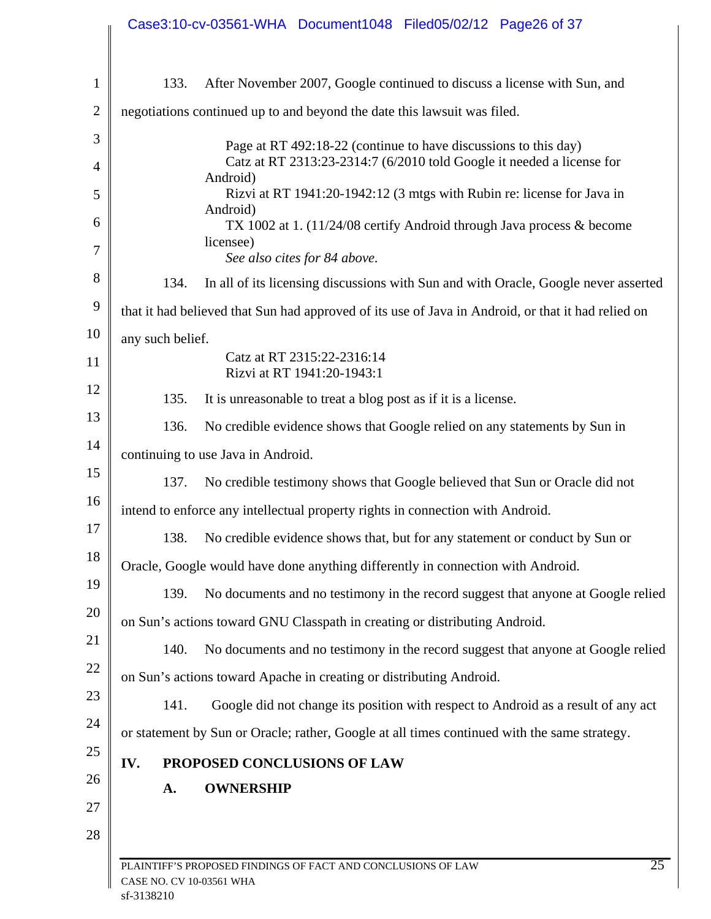133. After November 2007, Google continued to discuss a license with Sun, and negotiations continued up to and beyond the date this lawsuit was filed.

> Page at RT 492:18-22 (continue to have discussions to this day)
> Catz at RT 2313:23-2314:7 (6/2010 told Google it needed a license for Android)
> Rizvi at RT 1941:20-1942:12 (3 mtgs with Rubin re: license for Java in Android)
> TX 1002 at 1. (11/24/08 certify Android through Java process & become licensee)
> *See also cites for 84 above.*

134. In all of its licensing discussions with Sun and with Oracle, Google never asserted that it had believed that Sun had approved of its use of Java in Android, or that it had relied on any such belief.

> Catz at RT 2315:22-2316:14
> Rizvi at RT 1941:20-1943:1

135. It is unreasonable to treat a blog post as if it is a license.

136. No credible evidence shows that Google relied on any statements by Sun in continuing to use Java in Android.

137. No credible testimony shows that Google believed that Sun or Oracle did not intend to enforce any intellectual property rights in connection with Android.

138. No credible evidence shows that, but for any statement or conduct by Sun or Oracle, Google would have done anything differently in connection with Android.

139. No documents and no testimony in the record suggest that anyone at Google relied on Sun's actions toward GNU Classpath in creating or distributing Android.

140. No documents and no testimony in the record suggest that anyone at Google relied on Sun's actions toward Apache in creating or distributing Android.

141. Google did not change its position with respect to Android as a result of any act or statement by Sun or Oracle; rather, Google at all times continued with the same strategy.

## IV. PROPOSED CONCLUSIONS OF LAW

### A. OWNERSHIP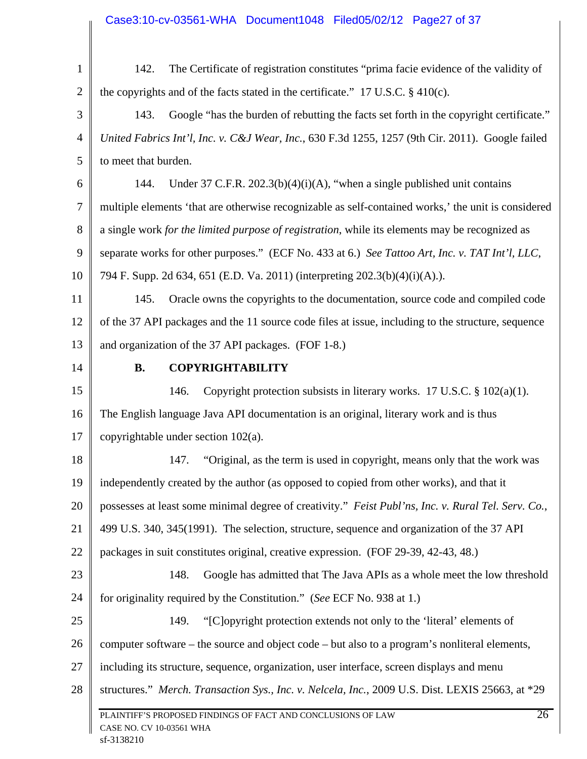142. The Certificate of registration constitutes "prima facie evidence of the validity of the copyrights and of the facts stated in the certificate." 17 U.S.C. § 410(c).

143. Google "has the burden of rebutting the facts set forth in the copyright certificate." *United Fabrics Int'l, Inc. v. C&J Wear, Inc.*, 630 F.3d 1255, 1257 (9th Cir. 2011). Google failed to meet that burden.

144. Under 37 C.F.R. 202.3(b)(4)(i)(A), "when a single published unit contains multiple elements 'that are otherwise recognizable as self-contained works,' the unit is considered a single work *for the limited purpose of registration*, while its elements may be recognized as separate works for other purposes." (ECF No. 433 at 6.) *See Tattoo Art, Inc. v. TAT Int'l, LLC*, 794 F. Supp. 2d 634, 651 (E.D. Va. 2011) (interpreting 202.3(b)(4)(i)(A).).

145. Oracle owns the copyrights to the documentation, source code and compiled code of the 37 API packages and the 11 source code files at issue, including to the structure, sequence and organization of the 37 API packages. (FOF 1-8.)

### B. COPYRIGHTABILITY

146. Copyright protection subsists in literary works. 17 U.S.C. § 102(a)(1). The English language Java API documentation is an original, literary work and is thus copyrightable under section 102(a).

147. "Original, as the term is used in copyright, means only that the work was independently created by the author (as opposed to copied from other works), and that it possesses at least some minimal degree of creativity." *Feist Publ'ns, Inc. v. Rural Tel. Serv. Co.*, 499 U.S. 340, 345(1991). The selection, structure, sequence and organization of the 37 API packages in suit constitutes original, creative expression. (FOF 29-39, 42-43, 48.)

148. Google has admitted that The Java APIs as a whole meet the low threshold for originality required by the Constitution." (*See* ECF No. 938 at 1.)

149. "[C]opyright protection extends not only to the 'literal' elements of computer software – the source and object code – but also to a program's nonliteral elements, including its structure, sequence, organization, user interface, screen displays and menu structures." *Merch. Transaction Sys., Inc. v. Nelcela, Inc.*, 2009 U.S. Dist. LEXIS 25663, at \*29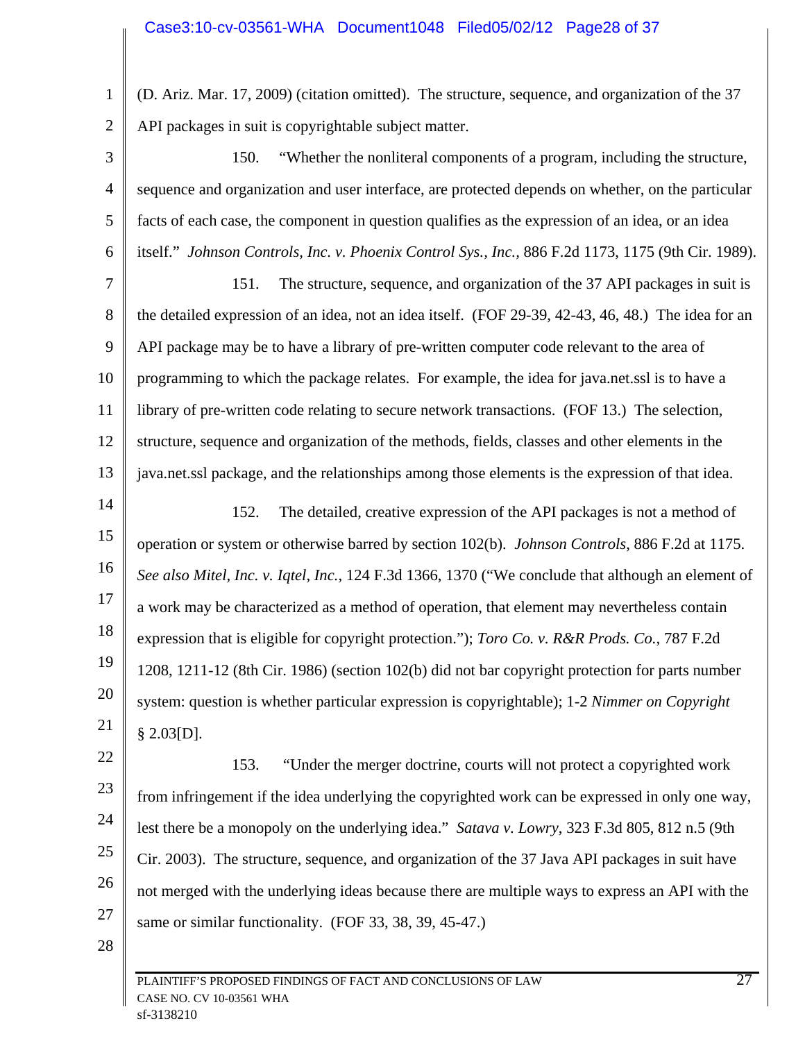(D. Ariz. Mar. 17, 2009) (citation omitted). The structure, sequence, and organization of the 37 API packages in suit is copyrightable subject matter.

150. "Whether the nonliteral components of a program, including the structure, sequence and organization and user interface, are protected depends on whether, on the particular facts of each case, the component in question qualifies as the expression of an idea, or an idea itself." *Johnson Controls, Inc. v. Phoenix Control Sys., Inc.*, 886 F.2d 1173, 1175 (9th Cir. 1989).

151. The structure, sequence, and organization of the 37 API packages in suit is the detailed expression of an idea, not an idea itself. (FOF 29-39, 42-43, 46, 48.) The idea for an API package may be to have a library of pre-written computer code relevant to the area of programming to which the package relates. For example, the idea for java.net.ssl is to have a library of pre-written code relating to secure network transactions. (FOF 13.) The selection, structure, sequence and organization of the methods, fields, classes and other elements in the java.net.ssl package, and the relationships among those elements is the expression of that idea.

152. The detailed, creative expression of the API packages is not a method of operation or system or otherwise barred by section 102(b). *Johnson Controls*, 886 F.2d at 1175. *See also Mitel, Inc. v. Iqtel, Inc.*, 124 F.3d 1366, 1370 ("We conclude that although an element of a work may be characterized as a method of operation, that element may nevertheless contain expression that is eligible for copyright protection."); *Toro Co. v. R&R Prods. Co.*, 787 F.2d 1208, 1211-12 (8th Cir. 1986) (section 102(b) did not bar copyright protection for parts number system: question is whether particular expression is copyrightable); 1-2 *Nimmer on Copyright* § 2.03[D].

153. "Under the merger doctrine, courts will not protect a copyrighted work from infringement if the idea underlying the copyrighted work can be expressed in only one way, lest there be a monopoly on the underlying idea." *Satava v. Lowry*, 323 F.3d 805, 812 n.5 (9th Cir. 2003). The structure, sequence, and organization of the 37 Java API packages in suit have not merged with the underlying ideas because there are multiple ways to express an API with the same or similar functionality. (FOF 33, 38, 39, 45-47.)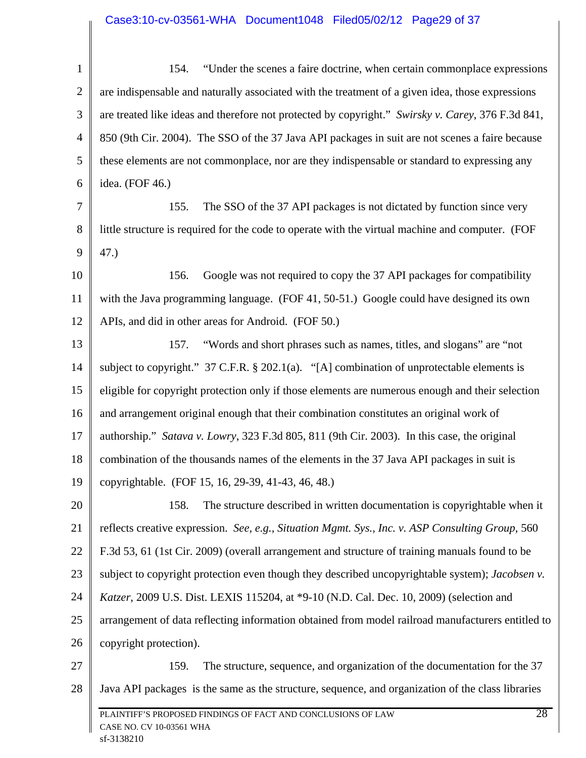154. "Under the scenes a faire doctrine, when certain commonplace expressions are indispensable and naturally associated with the treatment of a given idea, those expressions are treated like ideas and therefore not protected by copyright." *Swirsky v. Carey*, 376 F.3d 841, 850 (9th Cir. 2004). The SSO of the 37 Java API packages in suit are not scenes a faire because these elements are not commonplace, nor are they indispensable or standard to expressing any idea. (FOF 46.)

155. The SSO of the 37 API packages is not dictated by function since very little structure is required for the code to operate with the virtual machine and computer. (FOF 47.)

156. Google was not required to copy the 37 API packages for compatibility with the Java programming language. (FOF 41, 50-51.) Google could have designed its own APIs, and did in other areas for Android. (FOF 50.)

157. "Words and short phrases such as names, titles, and slogans" are "not subject to copyright." 37 C.F.R. § 202.1(a). "[A] combination of unprotectable elements is eligible for copyright protection only if those elements are numerous enough and their selection and arrangement original enough that their combination constitutes an original work of authorship." *Satava v. Lowry*, 323 F.3d 805, 811 (9th Cir. 2003). In this case, the original combination of the thousands names of the elements in the 37 Java API packages in suit is copyrightable. (FOF 15, 16, 29-39, 41-43, 46, 48.)

158. The structure described in written documentation is copyrightable when it reflects creative expression. *See, e.g.*, *Situation Mgmt. Sys., Inc. v. ASP Consulting Group*, 560 F.3d 53, 61 (1st Cir. 2009) (overall arrangement and structure of training manuals found to be subject to copyright protection even though they described uncopyrightable system); *Jacobsen v. Katzer*, 2009 U.S. Dist. LEXIS 115204, at *9-10 (N.D. Cal. Dec. 10, 2009) (selection and arrangement of data reflecting information obtained from model railroad manufacturers entitled to copyright protection).

159. The structure, sequence, and organization of the documentation for the 37 Java API packages is the same as the structure, sequence, and organization of the class libraries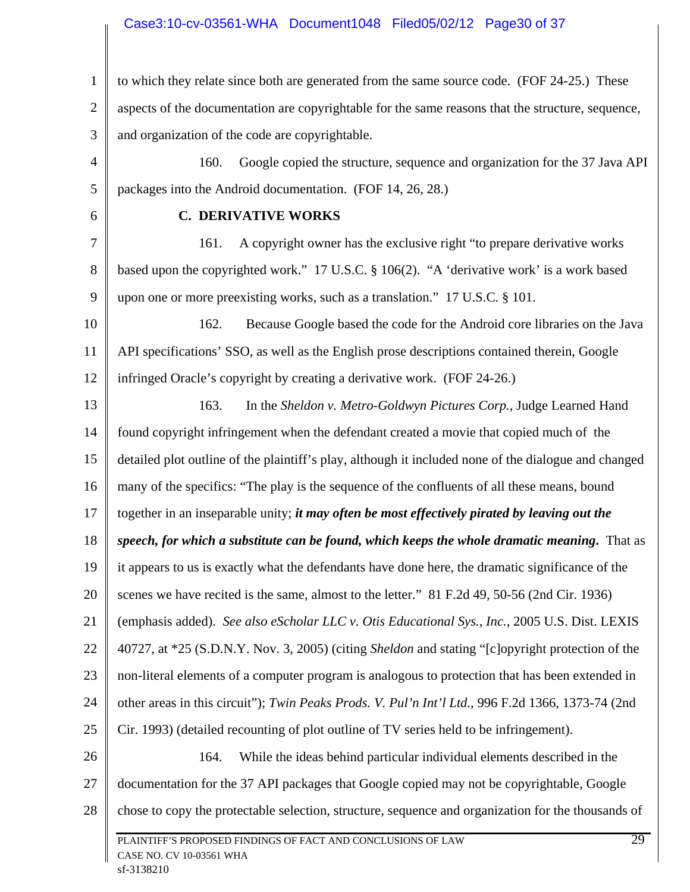to which they relate since both are generated from the same source code. (FOF 24-25.) These aspects of the documentation are copyrightable for the same reasons that the structure, sequence, and organization of the code are copyrightable.

160. Google copied the structure, sequence and organization for the 37 Java API packages into the Android documentation. (FOF 14, 26, 28.)

### C. DERIVATIVE WORKS

161. A copyright owner has the exclusive right "to prepare derivative works based upon the copyrighted work." 17 U.S.C. § 106(2). "A 'derivative work' is a work based upon one or more preexisting works, such as a translation." 17 U.S.C. § 101.

162. Because Google based the code for the Android core libraries on the Java API specifications' SSO, as well as the English prose descriptions contained therein, Google infringed Oracle's copyright by creating a derivative work. (FOF 24-26.)

163. In the *Sheldon v. Metro-Goldwyn Pictures Corp.*, Judge Learned Hand found copyright infringement when the defendant created a movie that copied much of the detailed plot outline of the plaintiff's play, although it included none of the dialogue and changed many of the specifics: "The play is the sequence of the confluents of all these means, bound together in an inseparable unity; ***it may often be most effectively pirated by leaving out the speech, for which a substitute can be found, which keeps the whole dramatic meaning.*** That as it appears to us is exactly what the defendants have done here, the dramatic significance of the scenes we have recited is the same, almost to the letter." 81 F.2d 49, 50-56 (2nd Cir. 1936) (emphasis added). *See also eScholar LLC v. Otis Educational Sys., Inc.*, 2005 U.S. Dist. LEXIS 40727, at *25 (S.D.N.Y. Nov. 3, 2005) (citing *Sheldon* and stating "[c]opyright protection of the non-literal elements of a computer program is analogous to protection that has been extended in other areas in this circuit"); *Twin Peaks Prods. V. Pul'n Int'l Ltd.*, 996 F.2d 1366, 1373-74 (2nd Cir. 1993) (detailed recounting of plot outline of TV series held to be infringement).

164. While the ideas behind particular individual elements described in the documentation for the 37 API packages that Google copied may not be copyrightable, Google chose to copy the protectable selection, structure, sequence and organization for the thousands of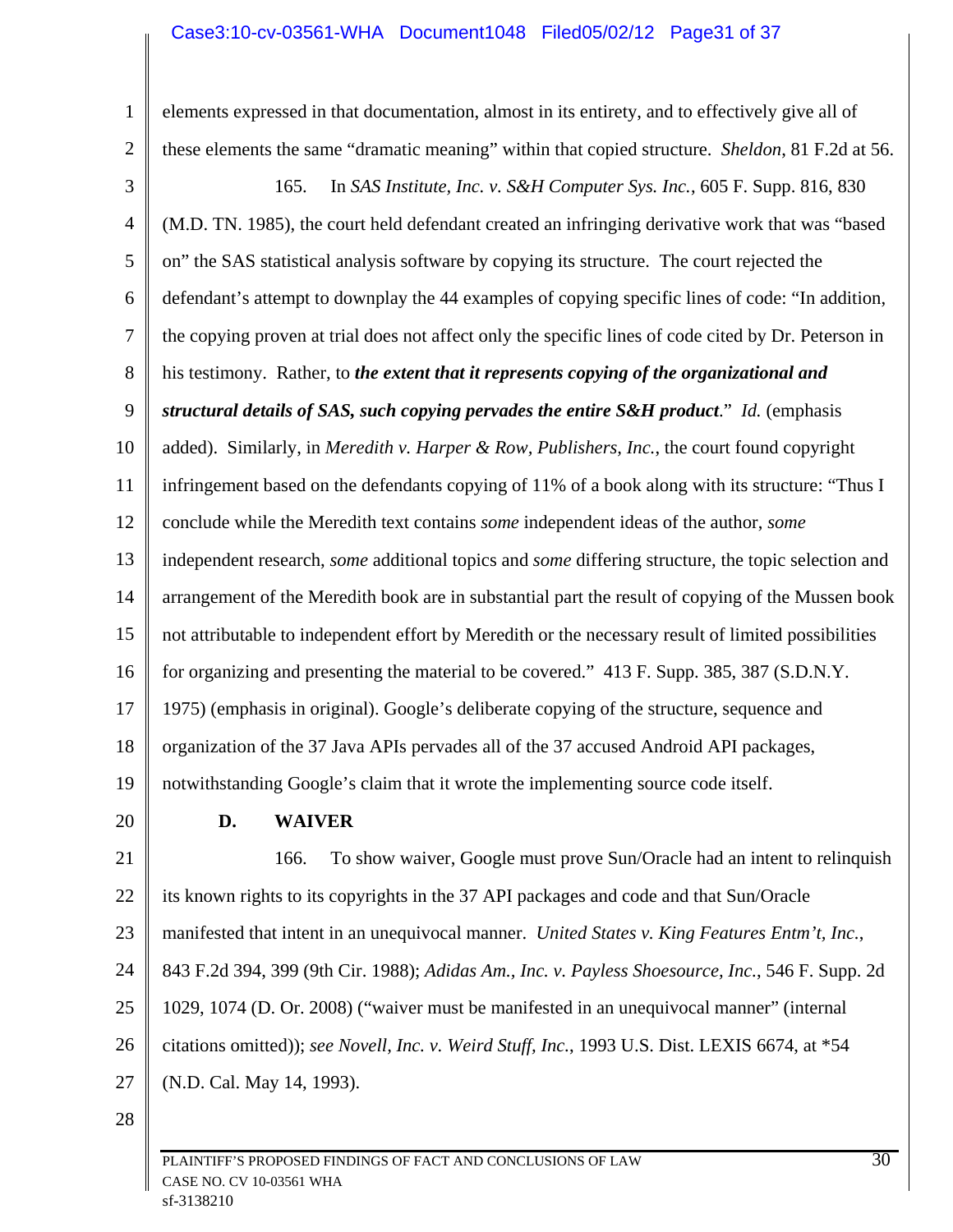elements expressed in that documentation, almost in its entirety, and to effectively give all of these elements the same "dramatic meaning" within that copied structure. *Sheldon*, 81 F.2d at 56.

165. In *SAS Institute, Inc. v. S&H Computer Sys. Inc.*, 605 F. Supp. 816, 830 (M.D. TN. 1985), the court held defendant created an infringing derivative work that was "based on" the SAS statistical analysis software by copying its structure. The court rejected the defendant's attempt to downplay the 44 examples of copying specific lines of code: "In addition, the copying proven at trial does not affect only the specific lines of code cited by Dr. Peterson in his testimony. Rather, to ***the extent that it represents copying of the organizational and structural details of SAS, such copying pervades the entire S&H product***." *Id.* (emphasis added). Similarly, in *Meredith v. Harper & Row, Publishers, Inc.*, the court found copyright infringement based on the defendants copying of 11% of a book along with its structure: "Thus I conclude while the Meredith text contains *some* independent ideas of the author, *some* independent research, *some* additional topics and *some* differing structure, the topic selection and arrangement of the Meredith book are in substantial part the result of copying of the Mussen book not attributable to independent effort by Meredith or the necessary result of limited possibilities for organizing and presenting the material to be covered." 413 F. Supp. 385, 387 (S.D.N.Y. 1975) (emphasis in original). Google's deliberate copying of the structure, sequence and organization of the 37 Java APIs pervades all of the 37 accused Android API packages, notwithstanding Google's claim that it wrote the implementing source code itself.

**D. WAIVER**

166. To show waiver, Google must prove Sun/Oracle had an intent to relinquish its known rights to its copyrights in the 37 API packages and code and that Sun/Oracle manifested that intent in an unequivocal manner. *United States v. King Features Entm't, Inc.*, 843 F.2d 394, 399 (9th Cir. 1988); *Adidas Am., Inc. v. Payless Shoesource, Inc.*, 546 F. Supp. 2d 1029, 1074 (D. Or. 2008) ("waiver must be manifested in an unequivocal manner" (internal citations omitted)); *see Novell, Inc. v. Weird Stuff, Inc.*, 1993 U.S. Dist. LEXIS 6674, at *54 (N.D. Cal. May 14, 1993).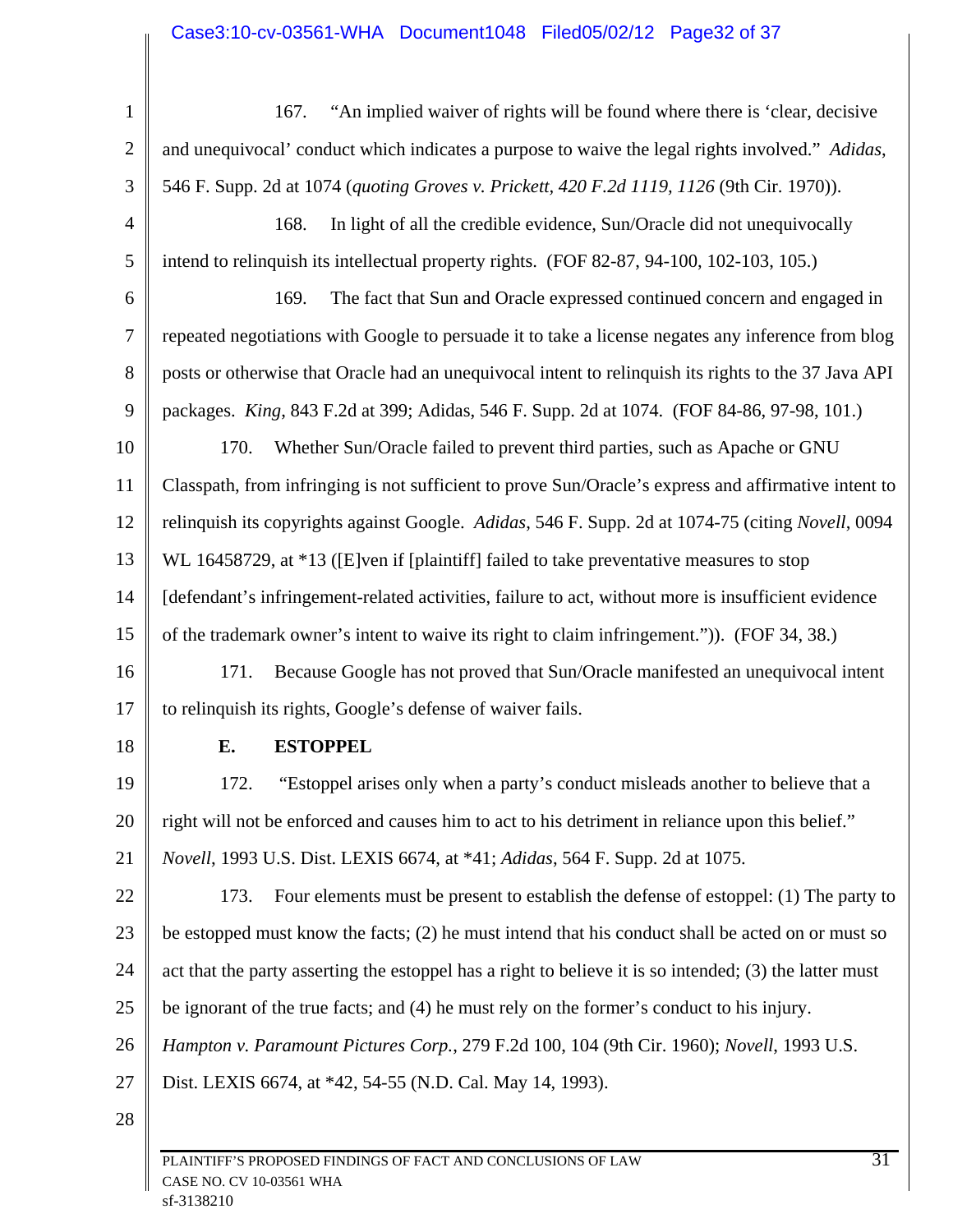167. "An implied waiver of rights will be found where there is 'clear, decisive and unequivocal' conduct which indicates a purpose to waive the legal rights involved." *Adidas*, 546 F. Supp. 2d at 1074 (*quoting Groves v. Prickett, 420 F.2d 1119, 1126* (9th Cir. 1970)).

168. In light of all the credible evidence, Sun/Oracle did not unequivocally intend to relinquish its intellectual property rights. (FOF 82-87, 94-100, 102-103, 105.)

169. The fact that Sun and Oracle expressed continued concern and engaged in repeated negotiations with Google to persuade it to take a license negates any inference from blog posts or otherwise that Oracle had an unequivocal intent to relinquish its rights to the 37 Java API packages. *King*, 843 F.2d at 399; Adidas, 546 F. Supp. 2d at 1074. (FOF 84-86, 97-98, 101.)

170. Whether Sun/Oracle failed to prevent third parties, such as Apache or GNU Classpath, from infringing is not sufficient to prove Sun/Oracle's express and affirmative intent to relinquish its copyrights against Google. *Adidas*, 546 F. Supp. 2d at 1074-75 (citing *Novell*, 0094 WL 16458729, at *13 ([E]ven if [plaintiff] failed to take preventative measures to stop [defendant's infringement-related activities, failure to act, without more is insufficient evidence of the trademark owner's intent to waive its right to claim infringement.")). (FOF 34, 38.)

171. Because Google has not proved that Sun/Oracle manifested an unequivocal intent to relinquish its rights, Google's defense of waiver fails.

## E. ESTOPPEL

172. "Estoppel arises only when a party's conduct misleads another to believe that a right will not be enforced and causes him to act to his detriment in reliance upon this belief." *Novell*, 1993 U.S. Dist. LEXIS 6674, at *41; *Adidas*, 564 F. Supp. 2d at 1075.

173. Four elements must be present to establish the defense of estoppel: (1) The party to be estopped must know the facts; (2) he must intend that his conduct shall be acted on or must so act that the party asserting the estoppel has a right to believe it is so intended; (3) the latter must be ignorant of the true facts; and (4) he must rely on the former's conduct to his injury. *Hampton v. Paramount Pictures Corp.*, 279 F.2d 100, 104 (9th Cir. 1960); *Novell*, 1993 U.S. Dist. LEXIS 6674, at *42, 54-55 (N.D. Cal. May 14, 1993).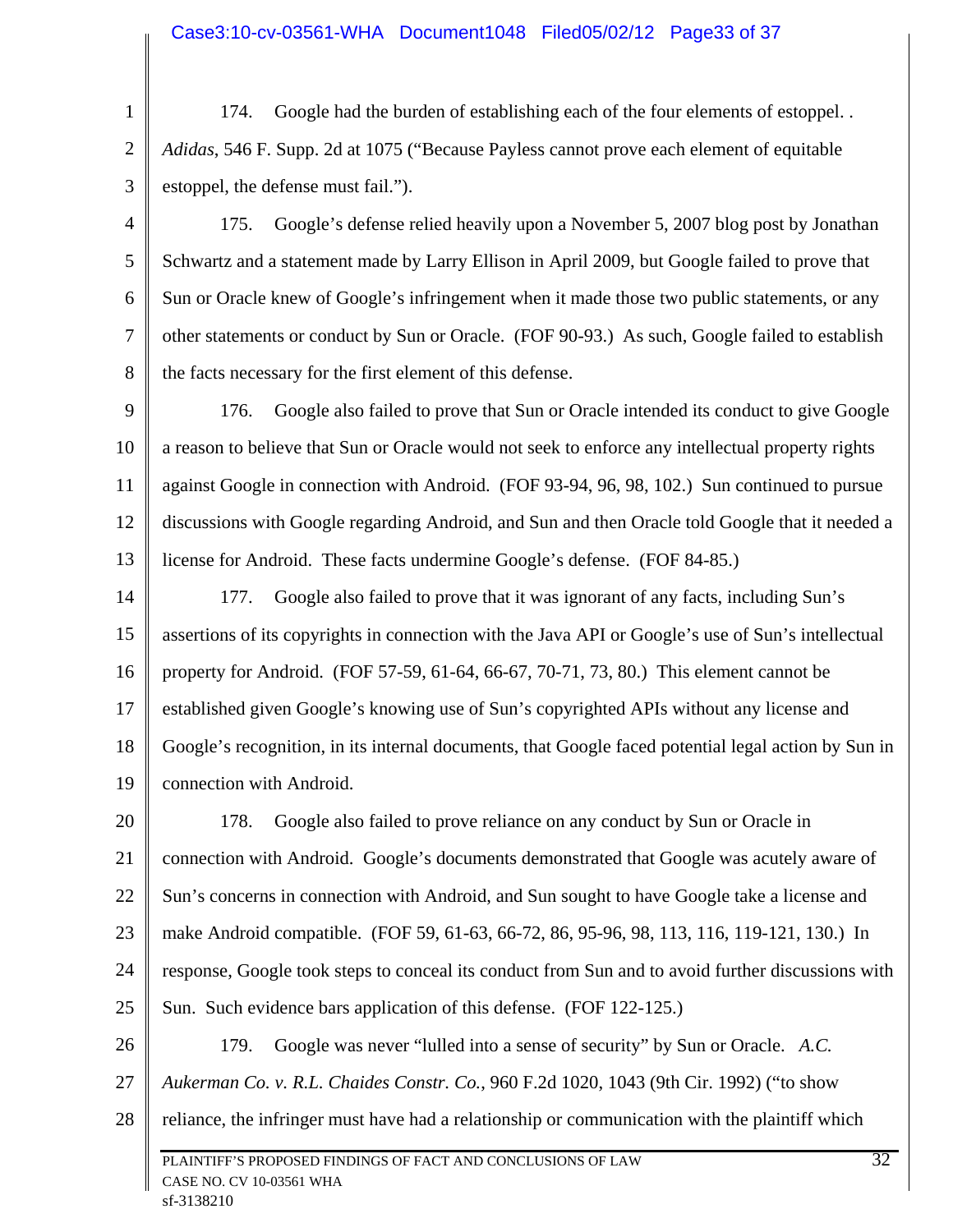174. Google had the burden of establishing each of the four elements of estoppel. . *Adidas*, 546 F. Supp. 2d at 1075 ("Because Payless cannot prove each element of equitable estoppel, the defense must fail.").

175. Google's defense relied heavily upon a November 5, 2007 blog post by Jonathan Schwartz and a statement made by Larry Ellison in April 2009, but Google failed to prove that Sun or Oracle knew of Google's infringement when it made those two public statements, or any other statements or conduct by Sun or Oracle. (FOF 90-93.) As such, Google failed to establish the facts necessary for the first element of this defense.

176. Google also failed to prove that Sun or Oracle intended its conduct to give Google a reason to believe that Sun or Oracle would not seek to enforce any intellectual property rights against Google in connection with Android. (FOF 93-94, 96, 98, 102.) Sun continued to pursue discussions with Google regarding Android, and Sun and then Oracle told Google that it needed a license for Android. These facts undermine Google's defense. (FOF 84-85.)

177. Google also failed to prove that it was ignorant of any facts, including Sun's assertions of its copyrights in connection with the Java API or Google's use of Sun's intellectual property for Android. (FOF 57-59, 61-64, 66-67, 70-71, 73, 80.) This element cannot be established given Google's knowing use of Sun's copyrighted APIs without any license and Google's recognition, in its internal documents, that Google faced potential legal action by Sun in connection with Android.

178. Google also failed to prove reliance on any conduct by Sun or Oracle in connection with Android. Google's documents demonstrated that Google was acutely aware of Sun's concerns in connection with Android, and Sun sought to have Google take a license and make Android compatible. (FOF 59, 61-63, 66-72, 86, 95-96, 98, 113, 116, 119-121, 130.) In response, Google took steps to conceal its conduct from Sun and to avoid further discussions with Sun. Such evidence bars application of this defense. (FOF 122-125.)

179. Google was never "lulled into a sense of security" by Sun or Oracle. *A.C. Aukerman Co. v. R.L. Chaides Constr. Co.*, 960 F.2d 1020, 1043 (9th Cir. 1992) ("to show reliance, the infringer must have had a relationship or communication with the plaintiff which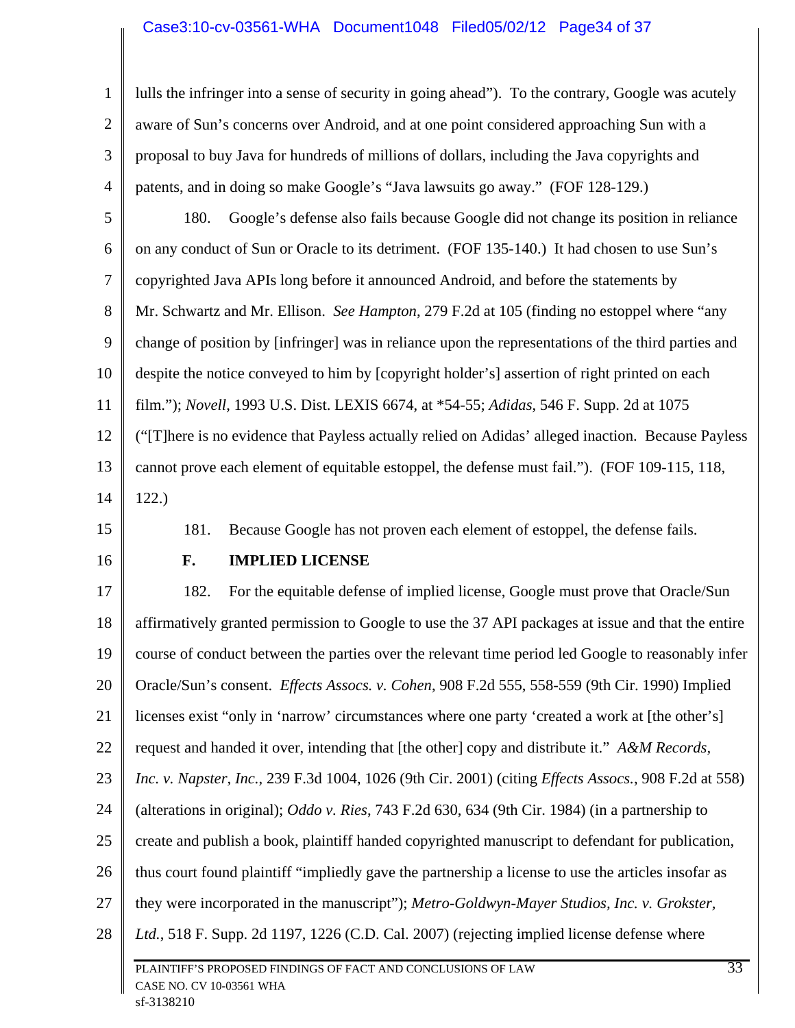lulls the infringer into a sense of security in going ahead"). To the contrary, Google was acutely aware of Sun's concerns over Android, and at one point considered approaching Sun with a proposal to buy Java for hundreds of millions of dollars, including the Java copyrights and patents, and in doing so make Google's "Java lawsuits go away." (FOF 128-129.)

180. Google's defense also fails because Google did not change its position in reliance on any conduct of Sun or Oracle to its detriment. (FOF 135-140.) It had chosen to use Sun's copyrighted Java APIs long before it announced Android, and before the statements by Mr. Schwartz and Mr. Ellison. *See Hampton*, 279 F.2d at 105 (finding no estoppel where "any change of position by [infringer] was in reliance upon the representations of the third parties and despite the notice conveyed to him by [copyright holder's] assertion of right printed on each film."); *Novell*, 1993 U.S. Dist. LEXIS 6674, at *54-55; *Adidas*, 546 F. Supp. 2d at 1075 ("[T]here is no evidence that Payless actually relied on Adidas' alleged inaction. Because Payless cannot prove each element of equitable estoppel, the defense must fail."). (FOF 109-115, 118, 122.)

181. Because Google has not proven each element of estoppel, the defense fails.

### F. IMPLIED LICENSE

182. For the equitable defense of implied license, Google must prove that Oracle/Sun affirmatively granted permission to Google to use the 37 API packages at issue and that the entire course of conduct between the parties over the relevant time period led Google to reasonably infer Oracle/Sun's consent. *Effects Assocs. v. Cohen*, 908 F.2d 555, 558-559 (9th Cir. 1990) Implied licenses exist "only in 'narrow' circumstances where one party 'created a work at [the other's] request and handed it over, intending that [the other] copy and distribute it." *A&M Records, Inc. v. Napster, Inc.*, 239 F.3d 1004, 1026 (9th Cir. 2001) (citing *Effects Assocs.*, 908 F.2d at 558) (alterations in original); *Oddo v. Ries*, 743 F.2d 630, 634 (9th Cir. 1984) (in a partnership to create and publish a book, plaintiff handed copyrighted manuscript to defendant for publication, thus court found plaintiff "impliedly gave the partnership a license to use the articles insofar as they were incorporated in the manuscript"); *Metro-Goldwyn-Mayer Studios, Inc. v. Grokster, Ltd.*, 518 F. Supp. 2d 1197, 1226 (C.D. Cal. 2007) (rejecting implied license defense where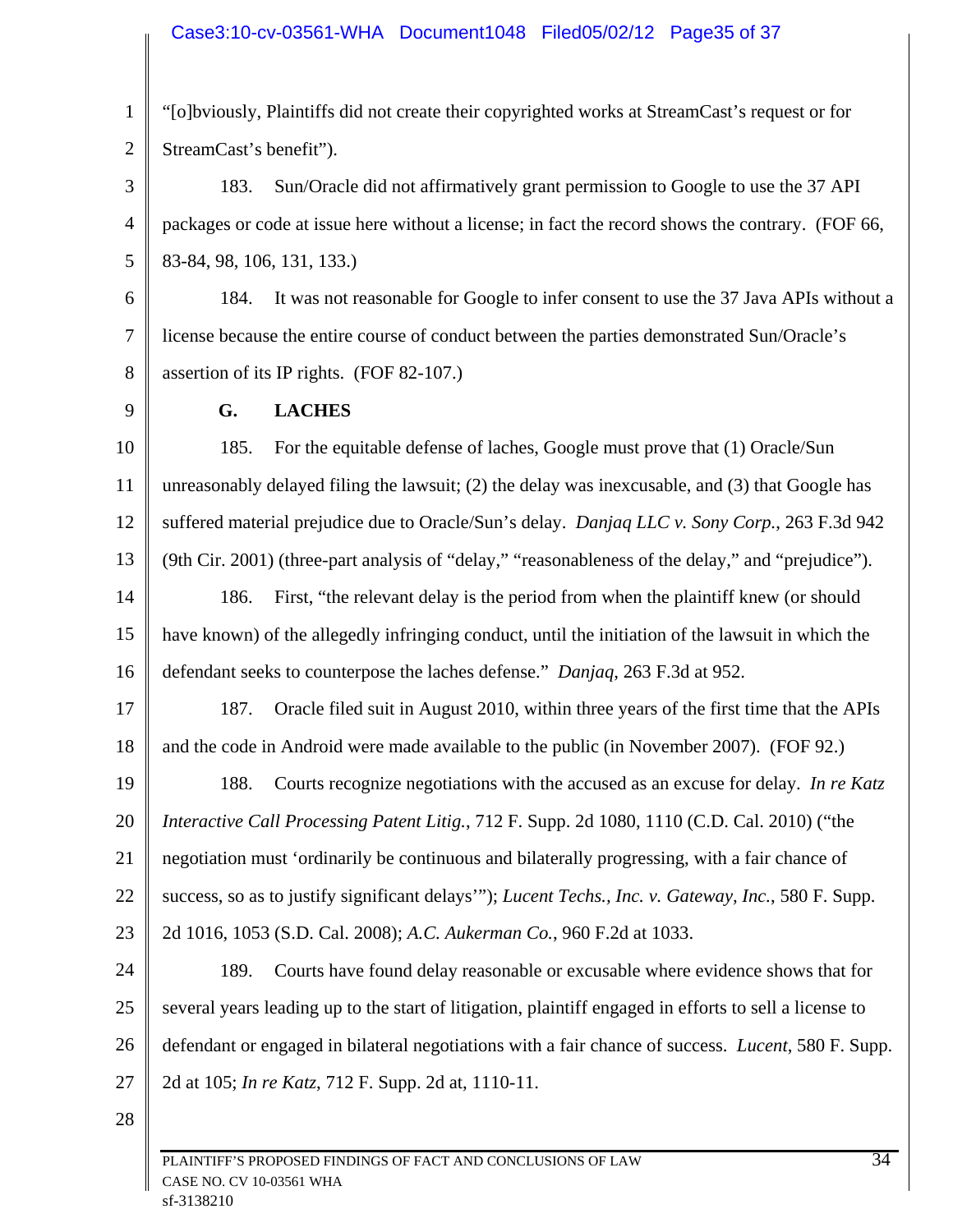"[o]bviously, Plaintiffs did not create their copyrighted works at StreamCast's request or for StreamCast's benefit").

183. Sun/Oracle did not affirmatively grant permission to Google to use the 37 API packages or code at issue here without a license; in fact the record shows the contrary. (FOF 66, 83-84, 98, 106, 131, 133.)

184. It was not reasonable for Google to infer consent to use the 37 Java APIs without a license because the entire course of conduct between the parties demonstrated Sun/Oracle's assertion of its IP rights. (FOF 82-107.)

### G. LACHES

185. For the equitable defense of laches, Google must prove that (1) Oracle/Sun unreasonably delayed filing the lawsuit; (2) the delay was inexcusable, and (3) that Google has suffered material prejudice due to Oracle/Sun's delay. *Danjaq LLC v. Sony Corp.*, 263 F.3d 942 (9th Cir. 2001) (three-part analysis of "delay," "reasonableness of the delay," and "prejudice").

186. First, "the relevant delay is the period from when the plaintiff knew (or should have known) of the allegedly infringing conduct, until the initiation of the lawsuit in which the defendant seeks to counterpose the laches defense." *Danjaq*, 263 F.3d at 952.

187. Oracle filed suit in August 2010, within three years of the first time that the APIs and the code in Android were made available to the public (in November 2007). (FOF 92.)

188. Courts recognize negotiations with the accused as an excuse for delay. *In re Katz Interactive Call Processing Patent Litig.*, 712 F. Supp. 2d 1080, 1110 (C.D. Cal. 2010) ("the negotiation must 'ordinarily be continuous and bilaterally progressing, with a fair chance of success, so as to justify significant delays'"); *Lucent Techs., Inc. v. Gateway, Inc.*, 580 F. Supp. 2d 1016, 1053 (S.D. Cal. 2008); *A.C. Aukerman Co.*, 960 F.2d at 1033.

189. Courts have found delay reasonable or excusable where evidence shows that for several years leading up to the start of litigation, plaintiff engaged in efforts to sell a license to defendant or engaged in bilateral negotiations with a fair chance of success. *Lucent*, 580 F. Supp. 2d at 105; *In re Katz*, 712 F. Supp. 2d at, 1110-11.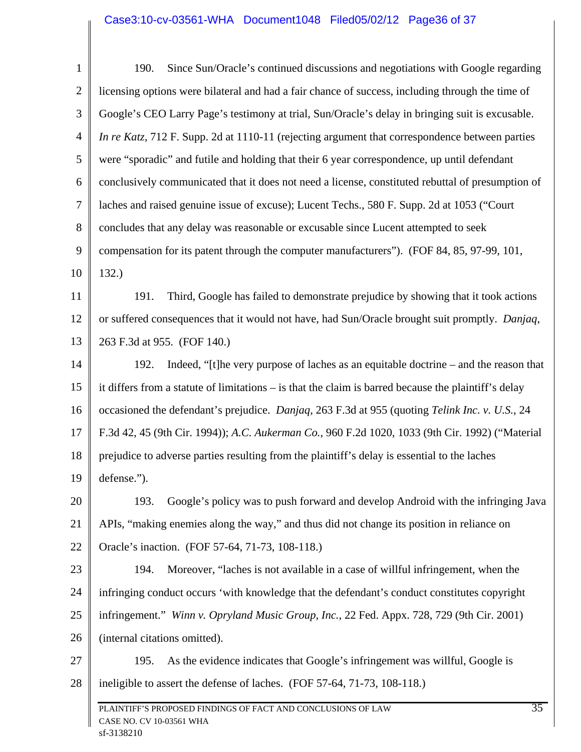190. Since Sun/Oracle's continued discussions and negotiations with Google regarding licensing options were bilateral and had a fair chance of success, including through the time of Google's CEO Larry Page's testimony at trial, Sun/Oracle's delay in bringing suit is excusable. *In re Katz*, 712 F. Supp. 2d at 1110-11 (rejecting argument that correspondence between parties were "sporadic" and futile and holding that their 6 year correspondence, up until defendant conclusively communicated that it does not need a license, constituted rebuttal of presumption of laches and raised genuine issue of excuse); Lucent Techs., 580 F. Supp. 2d at 1053 ("Court concludes that any delay was reasonable or excusable since Lucent attempted to seek compensation for its patent through the computer manufacturers"). (FOF 84, 85, 97-99, 101, 132.)

191. Third, Google has failed to demonstrate prejudice by showing that it took actions or suffered consequences that it would not have, had Sun/Oracle brought suit promptly. *Danjaq*, 263 F.3d at 955. (FOF 140.)

192. Indeed, "[t]he very purpose of laches as an equitable doctrine – and the reason that it differs from a statute of limitations – is that the claim is barred because the plaintiff's delay occasioned the defendant's prejudice. *Danjaq*, 263 F.3d at 955 (quoting *Telink Inc. v. U.S.*, 24 F.3d 42, 45 (9th Cir. 1994)); *A.C. Aukerman Co.*, 960 F.2d 1020, 1033 (9th Cir. 1992) ("Material prejudice to adverse parties resulting from the plaintiff's delay is essential to the laches defense.").

193. Google's policy was to push forward and develop Android with the infringing Java APIs, "making enemies along the way," and thus did not change its position in reliance on Oracle's inaction. (FOF 57-64, 71-73, 108-118.)

194. Moreover, "laches is not available in a case of willful infringement, when the infringing conduct occurs 'with knowledge that the defendant's conduct constitutes copyright infringement." *Winn v. Opryland Music Group, Inc.*, 22 Fed. Appx. 728, 729 (9th Cir. 2001) (internal citations omitted).

195. As the evidence indicates that Google's infringement was willful, Google is ineligible to assert the defense of laches. (FOF 57-64, 71-73, 108-118.)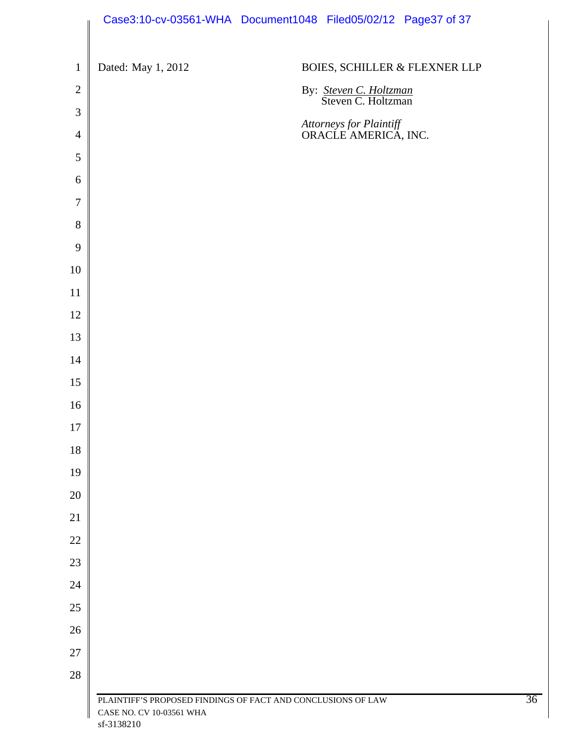Dated: May 1, 2012

BOIES, SCHILLER & FLEXNER LLP

By: *Steven C. Holtzman*
Steven C. Holtzman

*Attorneys for Plaintiff*
ORACLE AMERICA, INC.